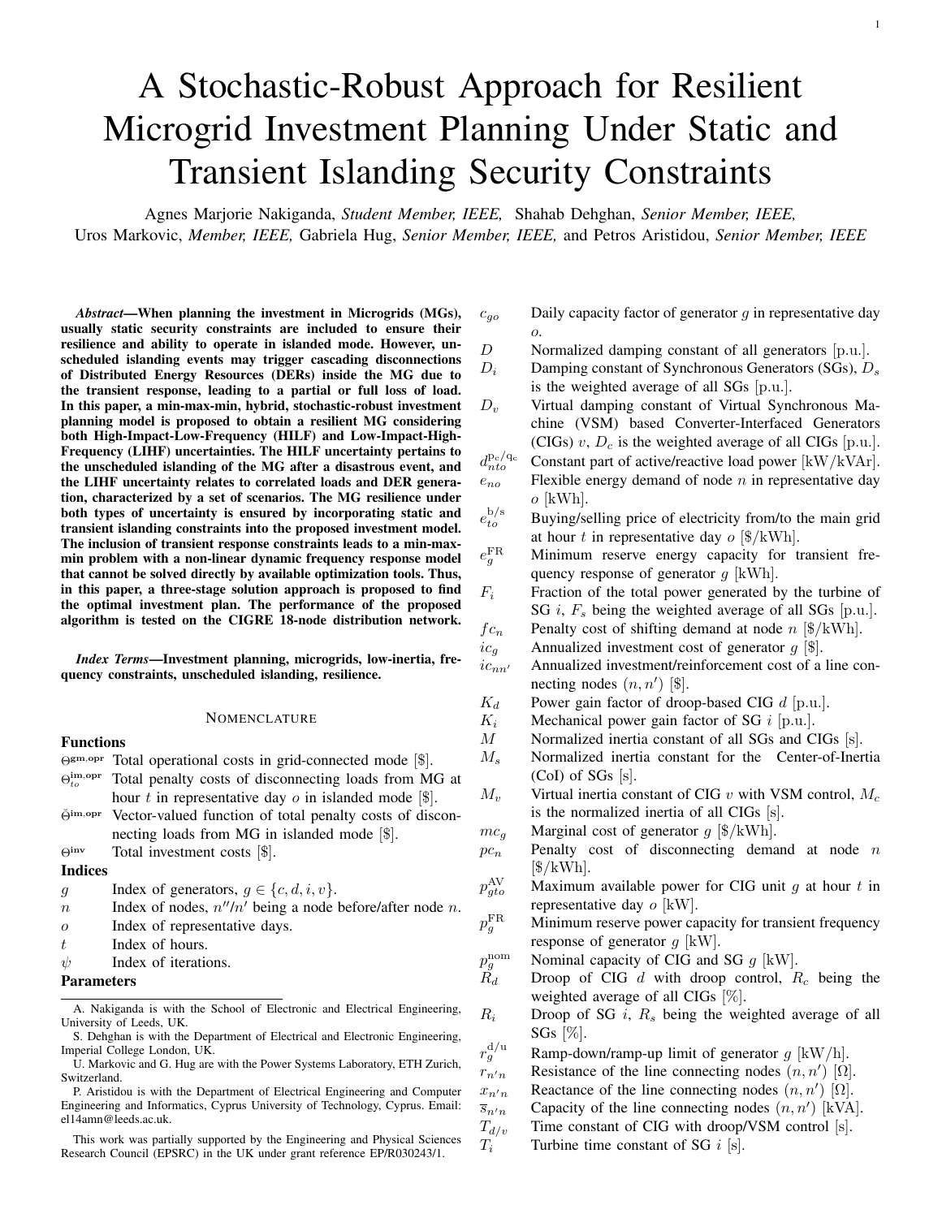# A Stochastic-Robust Approach for Resilient Microgrid Investment Planning Under Static and Transient Islanding Security Constraints

Agnes Marjorie Nakiganda, *Student Member, IEEE,* Shahab Dehghan, *Senior Member, IEEE,* Uros Markovic, *Member, IEEE,* Gabriela Hug, *Senior Member, IEEE,* and Petros Aristidou, *Senior Member, IEEE*

***Abstract*—When planning the investment in Microgrids (MGs), usually static security constraints are included to ensure their resilience and ability to operate in islanded mode. However, unscheduled islanding events may trigger cascading disconnections of Distributed Energy Resources (DERs) inside the MG due to the transient response, leading to a partial or full loss of load. In this paper, a min-max-min, hybrid, stochastic-robust investment planning model is proposed to obtain a resilient MG considering both High-Impact-Low-Frequency (HILF) and Low-Impact-High-Frequency (LIHF) uncertainties. The HILF uncertainty pertains to the unscheduled islanding of the MG after a disastrous event, and the LIHF uncertainty relates to correlated loads and DER generation, characterized by a set of scenarios. The MG resilience under both types of uncertainty is ensured by incorporating static and transient islanding constraints into the proposed investment model. The inclusion of transient response constraints leads to a min-max-min problem with a non-linear dynamic frequency response model that cannot be solved directly by available optimization tools. Thus, in this paper, a three-stage solution approach is proposed to find the optimal investment plan. The performance of the proposed algorithm is tested on the CIGRE 18-node distribution network.**

***Index Terms*—Investment planning, microgrids, low-inertia, frequency constraints, unscheduled islanding, resilience.**

## NOMENCLATURE

### Functions

- $\Theta^{\mathrm{gm,opr}}$ Total operational costs in grid-connected mode [\$].
- $\Theta^{\mathrm{im,opr}}_{to}$ Total penalty costs of disconnecting loads from MG at hour $t$ in representative day $o$ in islanded mode [\$].
- $\breve{\Theta}^{\mathrm{im,opr}}$ Vector-valued function of total penalty costs of disconnecting loads from MG in islanded mode [\$].
- $\Theta^{\mathrm{inv}}$ Total investment costs [\$].

### Indices

- $g$ Index of generators, $g \in \{c, d, i, v\}$.
- $n$ Index of nodes, $n''/n'$ being a node before/after node $n$.
- $o$ Index of representative days.
- $t$ Index of hours.
- $\psi$ Index of iterations.

### Parameters

- $c_{go}$ Daily capacity factor of generator $g$ in representative day $o$.
- $D$ Normalized damping constant of all generators [p.u.].
- $D_i$ Damping constant of Synchronous Generators (SGs), $D_s$ is the weighted average of all SGs [p.u.].
- $D_v$ Virtual damping constant of Virtual Synchronous Machine (VSM) based Converter-Interfaced Generators (CIGs) $v$, $D_c$ is the weighted average of all CIGs [p.u.].
- $d^{\mathrm{p_c/q_c}}_{nto}$ Constant part of active/reactive load power [kW/kVAr].
- $e_{no}$ Flexible energy demand of node $n$ in representative day $o$ [kWh].
- $e^{\mathrm{b/s}}_{to}$ Buying/selling price of electricity from/to the main grid at hour $t$ in representative day $o$ [\$/kWh].
- $e^{\mathrm{FR}}_{g}$ Minimum reserve energy capacity for transient frequency response of generator $g$ [kWh].
- $F_i$ Fraction of the total power generated by the turbine of SG $i$, $F_s$ being the weighted average of all SGs [p.u.].
- $fc_n$ Penalty cost of shifting demand at node $n$ [\$/kWh].
- $ic_g$ Annualized investment cost of generator $g$ [\$].
- $ic_{nn'}$ Annualized investment/reinforcement cost of a line connecting nodes $(n, n')$ [\$].
- $K_d$ Power gain factor of droop-based CIG $d$ [p.u.].
- $K_i$ Mechanical power gain factor of SG $i$ [p.u.].
- $M$ Normalized inertia constant of all SGs and CIGs [s].
- $M_s$ Normalized inertia constant for the Center-of-Inertia (CoI) of SGs [s].
- $M_v$ Virtual inertia constant of CIG $v$ with VSM control, $M_c$ is the normalized inertia of all CIGs [s].
- $mc_g$ Marginal cost of generator $g$ [\$/kWh].
- $pc_n$ Penalty cost of disconnecting demand at node $n$ [\$/kWh].
- $p^{\mathrm{AV}}_{gto}$ Maximum available power for CIG unit $g$ at hour $t$ in representative day $o$ [kW].
- $p^{\mathrm{FR}}_{g}$ Minimum reserve power capacity for transient frequency response of generator $g$ [kW].
- $p^{\mathrm{nom}}_{g}$ Nominal capacity of CIG and SG $g$ [kW].
- $R_d$ Droop of CIG $d$ with droop control, $R_c$ being the weighted average of all CIGs [%].
- $R_i$ Droop of SG $i$, $R_s$ being the weighted average of all SGs [%].
- $r^{\mathrm{d/u}}_{g}$ Ramp-down/ramp-up limit of generator $g$ [kW/h].
- $r_{n'n}$ Resistance of the line connecting nodes $(n, n')$ [Ω].
- $x_{n'n}$ Reactance of the line connecting nodes $(n, n')$ [Ω].
- $\overline{s}_{n'n}$ Capacity of the line connecting nodes $(n, n')$ [kVA].
- $T_{d/v}$ Time constant of CIG with droop/VSM control [s].
- $T_i$ Turbine time constant of SG $i$ [s].

---

A. Nakiganda is with the School of Electronic and Electrical Engineering, University of Leeds, UK.

S. Dehghan is with the Department of Electrical and Electronic Engineering, Imperial College London, UK.

U. Markovic and G. Hug are with the Power Systems Laboratory, ETH Zurich, Switzerland.

P. Aristidou is with the Department of Electrical Engineering and Computer Engineering and Informatics, Cyprus University of Technology, Cyprus. Email: el14amn@leeds.ac.uk.

This work was partially supported by the Engineering and Physical Sciences Research Council (EPSRC) in the UK under grant reference EP/R030243/1.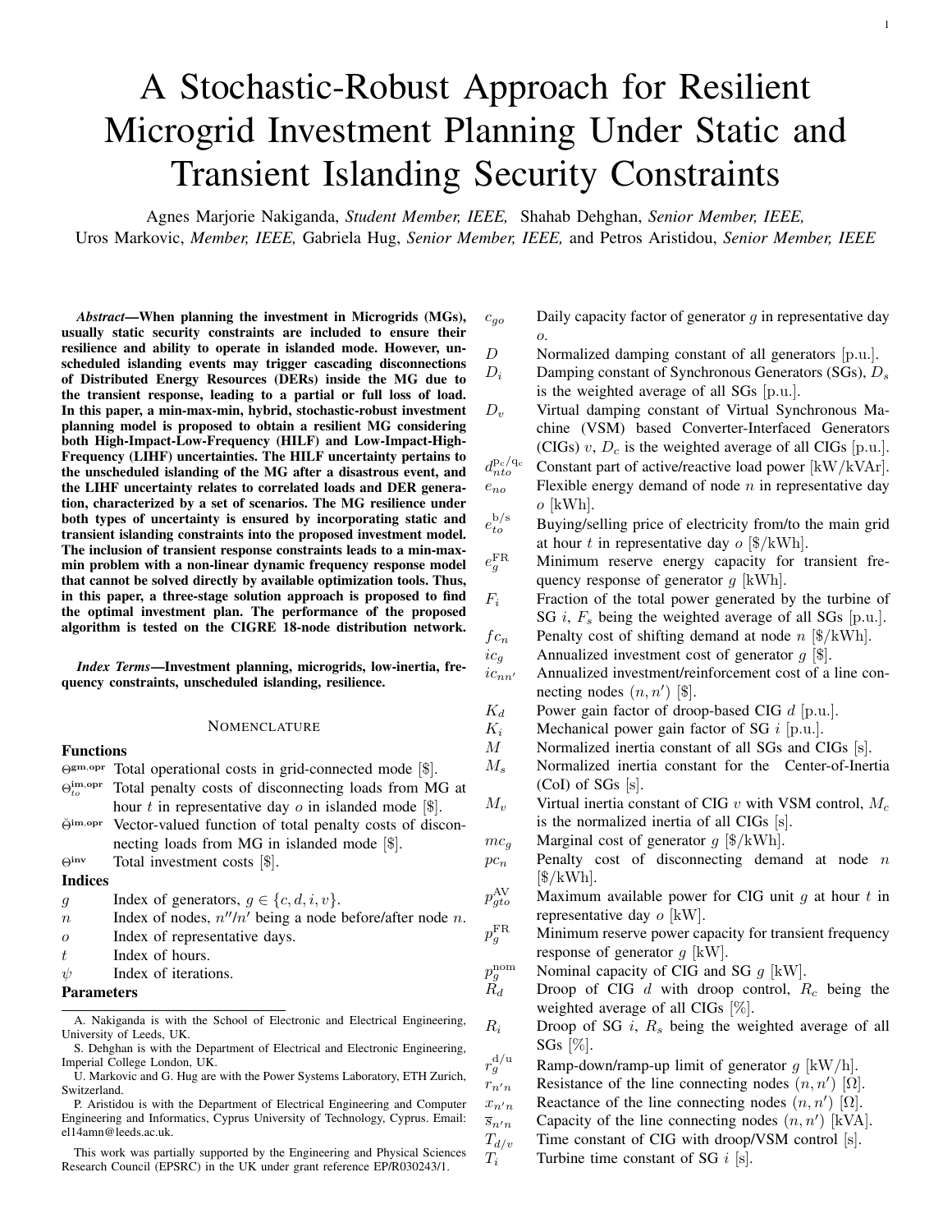# A Stochastic-Robust Approach for Resilient Microgrid Investment Planning Under Static and Transient Islanding Security Constraints

Agnes Marjorie Nakiganda, *Student Member, IEEE,* Shahab Dehghan, *Senior Member, IEEE,* Uros Markovic, *Member, IEEE,* Gabriela Hug, *Senior Member, IEEE,* and Petros Aristidou, *Senior Member, IEEE*

***Abstract*—When planning the investment in Microgrids (MGs), usually static security constraints are included to ensure their resilience and ability to operate in islanded mode. However, unscheduled islanding events may trigger cascading disconnections of Distributed Energy Resources (DERs) inside the MG due to the transient response, leading to a partial or full loss of load. In this paper, a min-max-min, hybrid, stochastic-robust investment planning model is proposed to obtain a resilient MG considering both High-Impact-Low-Frequency (HILF) and Low-Impact-High-Frequency (LIHF) uncertainties. The HILF uncertainty pertains to the unscheduled islanding of the MG after a disastrous event, and the LIHF uncertainty relates to correlated loads and DER generation, characterized by a set of scenarios. The MG resilience under both types of uncertainty is ensured by incorporating static and transient islanding constraints into the proposed investment model. The inclusion of transient response constraints leads to a min-max-min problem with a non-linear dynamic frequency response model that cannot be solved directly by available optimization tools. Thus, in this paper, a three-stage solution approach is proposed to find the optimal investment plan. The performance of the proposed algorithm is tested on the CIGRE 18-node distribution network.**

***Index Terms*—Investment planning, microgrids, low-inertia, frequency constraints, unscheduled islanding, resilience.**

## NOMENCLATURE

### Functions

- $\Theta^{\mathrm{gm,opr}}$ Total operational costs in grid-connected mode [\$].
- $\Theta^{\mathrm{im,opr}}_{to}$ Total penalty costs of disconnecting loads from MG at hour $t$ in representative day $o$ in islanded mode [\$].
- $\breve{\Theta}^{\mathrm{im,opr}}$ Vector-valued function of total penalty costs of disconnecting loads from MG in islanded mode [\$].
- $\Theta^{\mathrm{inv}}$ Total investment costs [\$].

### Indices

- $g$ Index of generators, $g \in \{c, d, i, v\}$.
- $n$ Index of nodes, $n''/n'$ being a node before/after node $n$.
- $o$ Index of representative days.
- $t$ Index of hours.
- $\psi$ Index of iterations.

### Parameters

- $c_{go}$ Daily capacity factor of generator $g$ in representative day $o$.
- $D$ Normalized damping constant of all generators [p.u.].
- $D_i$ Damping constant of Synchronous Generators (SGs), $D_s$ is the weighted average of all SGs [p.u.].
- $D_v$ Virtual damping constant of Virtual Synchronous Machine (VSM) based Converter-Interfaced Generators (CIGs) $v$, $D_c$ is the weighted average of all CIGs [p.u.].
- $d^{\mathrm{p_c/q_c}}_{nto}$ Constant part of active/reactive load power [kW/kVAr].
- $e_{no}$ Flexible energy demand of node $n$ in representative day $o$ [kWh].
- $e^{\mathrm{b/s}}_{to}$ Buying/selling price of electricity from/to the main grid at hour $t$ in representative day $o$ [\$/kWh].
- $e^{\mathrm{FR}}_g$ Minimum reserve energy capacity for transient frequency response of generator $g$ [kWh].
- $F_i$ Fraction of the total power generated by the turbine of SG $i$, $F_s$ being the weighted average of all SGs [p.u.].
- $fc_n$ Penalty cost of shifting demand at node $n$ [\$/kWh].
- $ic_g$ Annualized investment cost of generator $g$ [\$].
- $ic_{nn'}$ Annualized investment/reinforcement cost of a line connecting nodes $(n, n')$ [\$].
- $K_d$ Power gain factor of droop-based CIG $d$ [p.u.].
- $K_i$ Mechanical power gain factor of SG $i$ [p.u.].
- $M$ Normalized inertia constant of all SGs and CIGs [s].
- $M_s$ Normalized inertia constant for the Center-of-Inertia (CoI) of SGs [s].
- $M_v$ Virtual inertia constant of CIG $v$ with VSM control, $M_c$ is the normalized inertia of all CIGs [s].
- $mc_g$ Marginal cost of generator $g$ [\$/kWh].
- $pc_n$ Penalty cost of disconnecting demand at node $n$ [\$/kWh].
- $p^{\mathrm{AV}}_{gto}$ Maximum available power for CIG unit $g$ at hour $t$ in representative day $o$ [kW].
- $p^{\mathrm{FR}}_g$ Minimum reserve power capacity for transient frequency response of generator $g$ [kW].
- $p^{\mathrm{nom}}_g$ Nominal capacity of CIG and SG $g$ [kW].
- $R_d$ Droop of CIG $d$ with droop control, $R_c$ being the weighted average of all CIGs [%].
- $R_i$ Droop of SG $i$, $R_s$ being the weighted average of all SGs [%].
- $r^{\mathrm{d/u}}_g$ Ramp-down/ramp-up limit of generator $g$ [kW/h].
- $r_{n'n}$ Resistance of the line connecting nodes $(n, n')$ [Ω].
- $x_{n'n}$ Reactance of the line connecting nodes $(n, n')$ [Ω].
- $\overline{s}_{n'n}$ Capacity of the line connecting nodes $(n, n')$ [kVA].
- $T_{d/v}$ Time constant of CIG with droop/VSM control [s].
- $T_i$ Turbine time constant of SG $i$ [s].

---

A. Nakiganda is with the School of Electronic and Electrical Engineering, University of Leeds, UK.

S. Dehghan is with the Department of Electrical and Electronic Engineering, Imperial College London, UK.

U. Markovic and G. Hug are with the Power Systems Laboratory, ETH Zurich, Switzerland.

P. Aristidou is with the Department of Electrical Engineering and Computer Engineering and Informatics, Cyprus University of Technology, Cyprus. Email: el14amn@leeds.ac.uk.

This work was partially supported by the Engineering and Physical Sciences Research Council (EPSRC) in the UK under grant reference EP/R030243/1.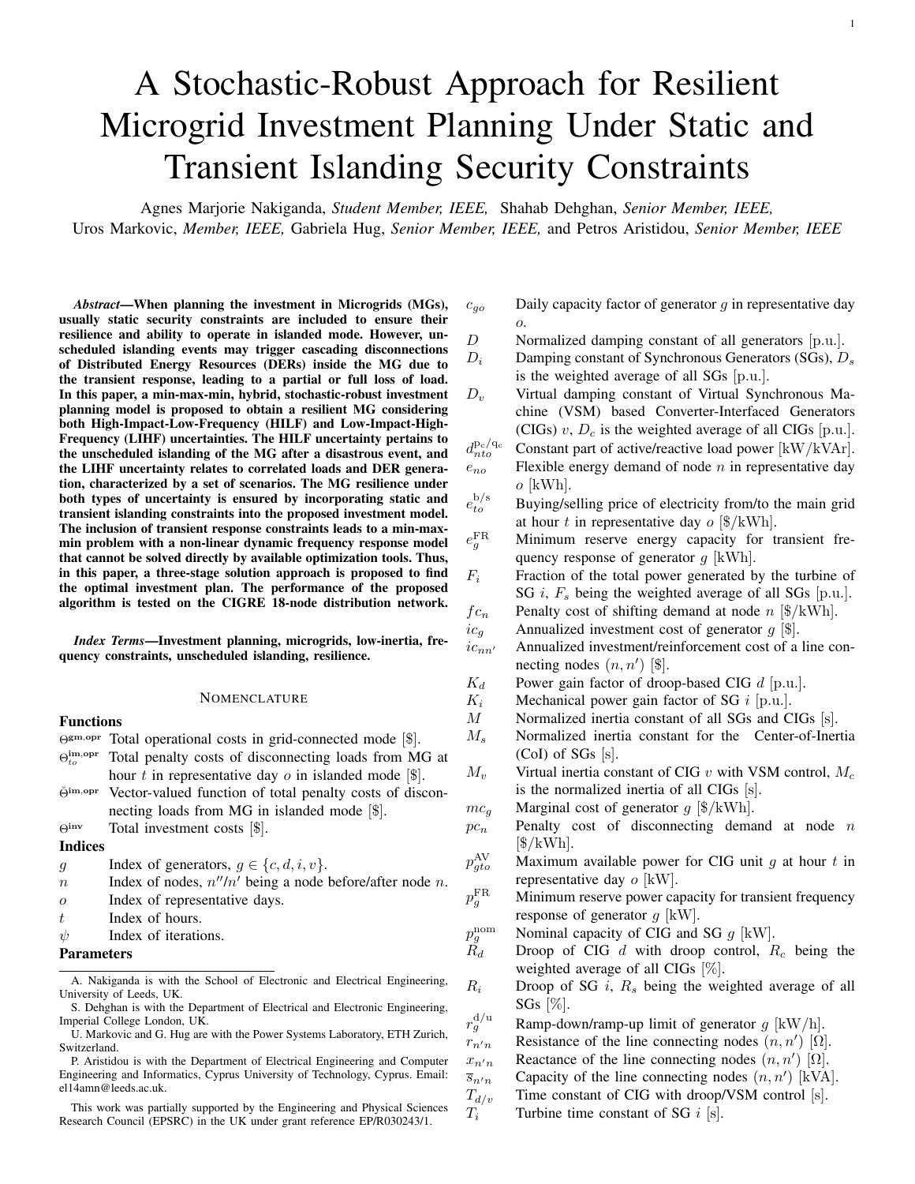# A Stochastic-Robust Approach for Resilient Microgrid Investment Planning Under Static and Transient Islanding Security Constraints

Agnes Marjorie Nakiganda, *Student Member, IEEE,* Shahab Dehghan, *Senior Member, IEEE,* Uros Markovic, *Member, IEEE,* Gabriela Hug, *Senior Member, IEEE,* and Petros Aristidou, *Senior Member, IEEE*

***Abstract*—When planning the investment in Microgrids (MGs), usually static security constraints are included to ensure their resilience and ability to operate in islanded mode. However, unscheduled islanding events may trigger cascading disconnections of Distributed Energy Resources (DERs) inside the MG due to the transient response, leading to a partial or full loss of load. In this paper, a min-max-min, hybrid, stochastic-robust investment planning model is proposed to obtain a resilient MG considering both High-Impact-Low-Frequency (HILF) and Low-Impact-High-Frequency (LIHF) uncertainties. The HILF uncertainty pertains to the unscheduled islanding of the MG after a disastrous event, and the LIHF uncertainty relates to correlated loads and DER generation, characterized by a set of scenarios. The MG resilience under both types of uncertainty is ensured by incorporating static and transient islanding constraints into the proposed investment model. The inclusion of transient response constraints leads to a min-max-min problem with a non-linear dynamic frequency response model that cannot be solved directly by available optimization tools. Thus, in this paper, a three-stage solution approach is proposed to find the optimal investment plan. The performance of the proposed algorithm is tested on the CIGRE 18-node distribution network.**

***Index Terms*—Investment planning, microgrids, low-inertia, frequency constraints, unscheduled islanding, resilience.**

## NOMENCLATURE

### Functions

- $\Theta^{\text{gm,opr}}$ Total operational costs in grid-connected mode [\$].
- $\Theta^{\text{im,opr}}_{to}$ Total penalty costs of disconnecting loads from MG at hour $t$ in representative day $o$ in islanded mode [\$].
- $\breve{\Theta}^{\text{im,opr}}$ Vector-valued function of total penalty costs of disconnecting loads from MG in islanded mode [\$].
- $\Theta^{\text{inv}}$ Total investment costs [\$].

### Indices

- $g$ Index of generators, $g \in \{c, d, i, v\}$.
- $n$ Index of nodes, $n''/n'$ being a node before/after node $n$.
- $o$ Index of representative days.
- $t$ Index of hours.
- $\psi$ Index of iterations.

### Parameters

- $c_{go}$ Daily capacity factor of generator $g$ in representative day $o$.
- $D$ Normalized damping constant of all generators [p.u.].
- $D_i$ Damping constant of Synchronous Generators (SGs), $D_s$ is the weighted average of all SGs [p.u.].
- $D_v$ Virtual damping constant of Virtual Synchronous Machine (VSM) based Converter-Interfaced Generators (CIGs) $v$, $D_c$ is the weighted average of all CIGs [p.u.].
- $d^{\text{p}_\text{c}/\text{q}_\text{c}}_{nto}$ Constant part of active/reactive load power [kW/kVAr].
- $e_{no}$ Flexible energy demand of node $n$ in representative day $o$ [kWh].
- $e^{\text{b/s}}_{to}$ Buying/selling price of electricity from/to the main grid at hour $t$ in representative day $o$ [\$/kWh].
- $e^{\text{FR}}_{g}$ Minimum reserve energy capacity for transient frequency response of generator $g$ [kWh].
- $F_i$ Fraction of the total power generated by the turbine of SG $i$, $F_s$ being the weighted average of all SGs [p.u.].
- $fc_n$ Penalty cost of shifting demand at node $n$ [\$/kWh].
- $ic_g$ Annualized investment cost of generator $g$ [\$].
- $ic_{nn'}$ Annualized investment/reinforcement cost of a line connecting nodes $(n, n')$ [\$].
- $K_d$ Power gain factor of droop-based CIG $d$ [p.u.].
- $K_i$ Mechanical power gain factor of SG $i$ [p.u.].
- $M$ Normalized inertia constant of all SGs and CIGs [s].
- $M_s$ Normalized inertia constant for the Center-of-Inertia (CoI) of SGs [s].
- $M_v$ Virtual inertia constant of CIG $v$ with VSM control, $M_c$ is the normalized inertia of all CIGs [s].
- $mc_g$ Marginal cost of generator $g$ [\$/kWh].
- $pc_n$ Penalty cost of disconnecting demand at node $n$ [\$/kWh].
- $p^{\text{AV}}_{gto}$ Maximum available power for CIG unit $g$ at hour $t$ in representative day $o$ [kW].
- $p^{\text{FR}}_{g}$ Minimum reserve power capacity for transient frequency response of generator $g$ [kW].
- $p^{\text{nom}}_{g}$ Nominal capacity of CIG and SG $g$ [kW].
- $R_d$ Droop of CIG $d$ with droop control, $R_c$ being the weighted average of all CIGs [%].
- $R_i$ Droop of SG $i$, $R_s$ being the weighted average of all SGs [%].
- $r^{\text{d/u}}_{g}$ Ramp-down/ramp-up limit of generator $g$ [kW/h].
- $r_{n'n}$ Resistance of the line connecting nodes $(n, n')$ [Ω].
- $x_{n'n}$ Reactance of the line connecting nodes $(n, n')$ [Ω].
- $\overline{s}_{n'n}$ Capacity of the line connecting nodes $(n, n')$ [kVA].
- $T_{d/v}$ Time constant of CIG with droop/VSM control [s].
- $T_i$ Turbine time constant of SG $i$ [s].

---

A. Nakiganda is with the School of Electronic and Electrical Engineering, University of Leeds, UK.

S. Dehghan is with the Department of Electrical and Electronic Engineering, Imperial College London, UK.

U. Markovic and G. Hug are with the Power Systems Laboratory, ETH Zurich, Switzerland.

P. Aristidou is with the Department of Electrical Engineering and Computer Engineering and Informatics, Cyprus University of Technology, Cyprus. Email: el14amn@leeds.ac.uk.

This work was partially supported by the Engineering and Physical Sciences Research Council (EPSRC) in the UK under grant reference EP/R030243/1.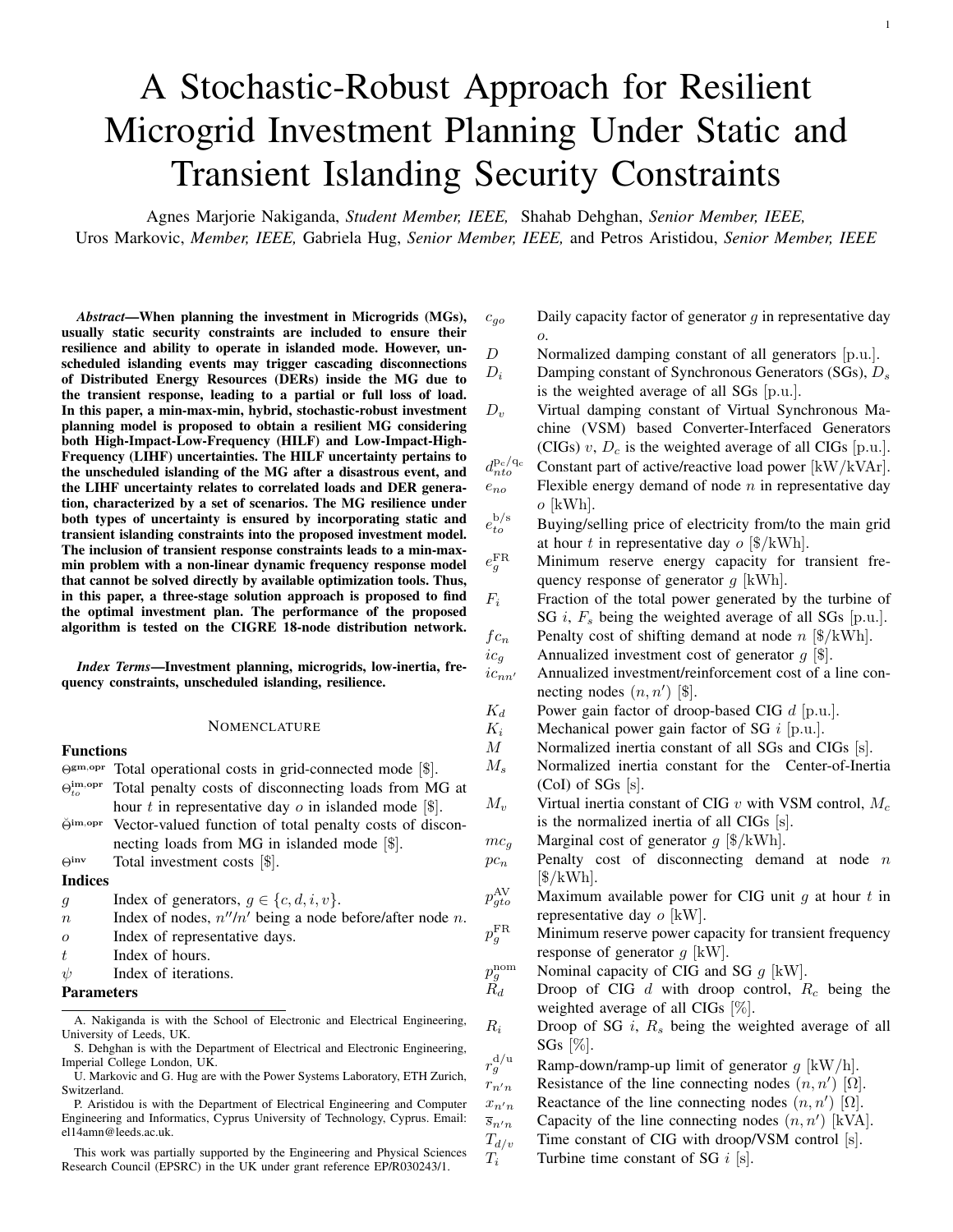# A Stochastic-Robust Approach for Resilient Microgrid Investment Planning Under Static and Transient Islanding Security Constraints

Agnes Marjorie Nakiganda, *Student Member, IEEE,* Shahab Dehghan, *Senior Member, IEEE,* Uros Markovic, *Member, IEEE,* Gabriela Hug, *Senior Member, IEEE,* and Petros Aristidou, *Senior Member, IEEE*

***Abstract*—When planning the investment in Microgrids (MGs), usually static security constraints are included to ensure their resilience and ability to operate in islanded mode. However, unscheduled islanding events may trigger cascading disconnections of Distributed Energy Resources (DERs) inside the MG due to the transient response, leading to a partial or full loss of load. In this paper, a min-max-min, hybrid, stochastic-robust investment planning model is proposed to obtain a resilient MG considering both High-Impact-Low-Frequency (HILF) and Low-Impact-High-Frequency (LIHF) uncertainties. The HILF uncertainty pertains to the unscheduled islanding of the MG after a disastrous event, and the LIHF uncertainty relates to correlated loads and DER generation, characterized by a set of scenarios. The MG resilience under both types of uncertainty is ensured by incorporating static and transient islanding constraints into the proposed investment model. The inclusion of transient response constraints leads to a min-max-min problem with a non-linear dynamic frequency response model that cannot be solved directly by available optimization tools. Thus, in this paper, a three-stage solution approach is proposed to find the optimal investment plan. The performance of the proposed algorithm is tested on the CIGRE 18-node distribution network.**

***Index Terms*—Investment planning, microgrids, low-inertia, frequency constraints, unscheduled islanding, resilience.**

## NOMENCLATURE

### Functions

- $\Theta^{\text{gm,opr}}$ Total operational costs in grid-connected mode [\$].
- $\Theta^{\text{im,opr}}_{to}$ Total penalty costs of disconnecting loads from MG at hour $t$ in representative day $o$ in islanded mode [\$].
- $\breve{\Theta}^{\text{im,opr}}$ Vector-valued function of total penalty costs of disconnecting loads from MG in islanded mode [\$].
- $\Theta^{\text{inv}}$ Total investment costs [\$].

### Indices

- $g$ Index of generators, $g \in \{c, d, i, v\}$.
- $n$ Index of nodes, $n''/n'$ being a node before/after node $n$.
- $o$ Index of representative days.
- $t$ Index of hours.
- $\psi$ Index of iterations.

### Parameters

- $c_{go}$ Daily capacity factor of generator $g$ in representative day $o$.
- $D$ Normalized damping constant of all generators [p.u.].
- $D_i$ Damping constant of Synchronous Generators (SGs), $D_s$ is the weighted average of all SGs [p.u.].
- $D_v$ Virtual damping constant of Virtual Synchronous Machine (VSM) based Converter-Interfaced Generators (CIGs) $v$, $D_c$ is the weighted average of all CIGs [p.u.].
- $d^{\text{p}_\text{c}/\text{q}_\text{c}}_{nto}$ Constant part of active/reactive load power [kW/kVAr].
- $e_{no}$ Flexible energy demand of node $n$ in representative day $o$ [kWh].
- $e^{\text{b/s}}_{to}$ Buying/selling price of electricity from/to the main grid at hour $t$ in representative day $o$ [\$/kWh].
- $e^{\text{FR}}_g$ Minimum reserve energy capacity for transient frequency response of generator $g$ [kWh].
- $F_i$ Fraction of the total power generated by the turbine of SG $i$, $F_s$ being the weighted average of all SGs [p.u.].
- $fc_n$ Penalty cost of shifting demand at node $n$ [\$/kWh].
- $ic_g$ Annualized investment cost of generator $g$ [\$].
- $ic_{nn'}$ Annualized investment/reinforcement cost of a line connecting nodes $(n, n')$ [\$].
- $K_d$ Power gain factor of droop-based CIG $d$ [p.u.].
- $K_i$ Mechanical power gain factor of SG $i$ [p.u.].
- $M$ Normalized inertia constant of all SGs and CIGs [s].
- $M_s$ Normalized inertia constant for the Center-of-Inertia (CoI) of SGs [s].
- $M_v$ Virtual inertia constant of CIG $v$ with VSM control, $M_c$ is the normalized inertia of all CIGs [s].
- $mc_g$ Marginal cost of generator $g$ [\$/kWh].
- $pc_n$ Penalty cost of disconnecting demand at node $n$ [\$/kWh].
- $p^{\text{AV}}_{gto}$ Maximum available power for CIG unit $g$ at hour $t$ in representative day $o$ [kW].
- $p^{\text{FR}}_g$ Minimum reserve power capacity for transient frequency response of generator $g$ [kW].
- $p^{\text{nom}}_g$ Nominal capacity of CIG and SG $g$ [kW].
- $R_d$ Droop of CIG $d$ with droop control, $R_c$ being the weighted average of all CIGs [%].
- $R_i$ Droop of SG $i$, $R_s$ being the weighted average of all SGs [%].
- $r^{\text{d/u}}_g$ Ramp-down/ramp-up limit of generator $g$ [kW/h].
- $r_{n'n}$ Resistance of the line connecting nodes $(n, n')$ [Ω].
- $x_{n'n}$ Reactance of the line connecting nodes $(n, n')$ [Ω].
- $\overline{s}_{n'n}$ Capacity of the line connecting nodes $(n, n')$ [kVA].
- $T_{d/v}$ Time constant of CIG with droop/VSM control [s].
- $T_i$ Turbine time constant of SG $i$ [s].

A. Nakiganda is with the School of Electronic and Electrical Engineering, University of Leeds, UK.

S. Dehghan is with the Department of Electrical and Electronic Engineering, Imperial College London, UK.

U. Markovic and G. Hug are with the Power Systems Laboratory, ETH Zurich, Switzerland.

P. Aristidou is with the Department of Electrical Engineering and Computer Engineering and Informatics, Cyprus University of Technology, Cyprus. Email: el14amn@leeds.ac.uk.

This work was partially supported by the Engineering and Physical Sciences Research Council (EPSRC) in the UK under grant reference EP/R030243/1.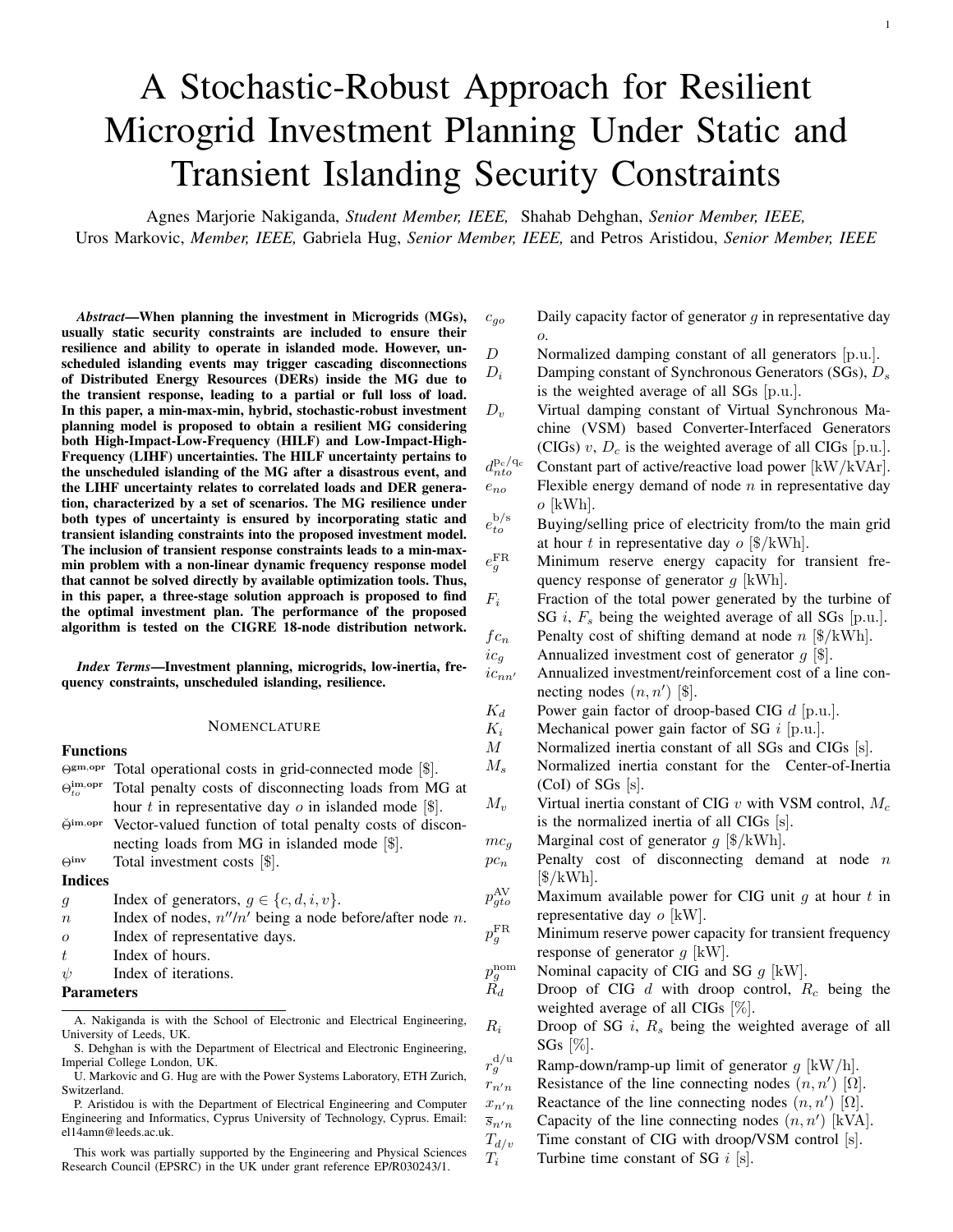# A Stochastic-Robust Approach for Resilient Microgrid Investment Planning Under Static and Transient Islanding Security Constraints

Agnes Marjorie Nakiganda, *Student Member, IEEE,* Shahab Dehghan, *Senior Member, IEEE,* Uros Markovic, *Member, IEEE,* Gabriela Hug, *Senior Member, IEEE,* and Petros Aristidou, *Senior Member, IEEE*

***Abstract*—When planning the investment in Microgrids (MGs), usually static security constraints are included to ensure their resilience and ability to operate in islanded mode. However, unscheduled islanding events may trigger cascading disconnections of Distributed Energy Resources (DERs) inside the MG due to the transient response, leading to a partial or full loss of load. In this paper, a min-max-min, hybrid, stochastic-robust investment planning model is proposed to obtain a resilient MG considering both High-Impact-Low-Frequency (HILF) and Low-Impact-High-Frequency (LIHF) uncertainties. The HILF uncertainty pertains to the unscheduled islanding of the MG after a disastrous event, and the LIHF uncertainty relates to correlated loads and DER generation, characterized by a set of scenarios. The MG resilience under both types of uncertainty is ensured by incorporating static and transient islanding constraints into the proposed investment model. The inclusion of transient response constraints leads to a min-max-min problem with a non-linear dynamic frequency response model that cannot be solved directly by available optimization tools. Thus, in this paper, a three-stage solution approach is proposed to find the optimal investment plan. The performance of the proposed algorithm is tested on the CIGRE 18-node distribution network.**

***Index Terms*—Investment planning, microgrids, low-inertia, frequency constraints, unscheduled islanding, resilience.**

## NOMENCLATURE

### Functions

- $\Theta^{\mathrm{gm,opr}}$ Total operational costs in grid-connected mode [\$].
- $\Theta^{\mathrm{im,opr}}_{to}$ Total penalty costs of disconnecting loads from MG at hour $t$ in representative day $o$ in islanded mode [\$].
- $\check{\Theta}^{\mathrm{im,opr}}$ Vector-valued function of total penalty costs of disconnecting loads from MG in islanded mode [\$].
- $\Theta^{\mathrm{inv}}$ Total investment costs [\$].

### Indices

- $g$ Index of generators, $g \in \{c, d, i, v\}$.
- $n$ Index of nodes, $n''/n'$ being a node before/after node $n$.
- $o$ Index of representative days.
- $t$ Index of hours.
- $\psi$ Index of iterations.

### Parameters

- $c_{go}$ Daily capacity factor of generator $g$ in representative day $o$.
- $D$ Normalized damping constant of all generators [p.u.].
- $D_i$ Damping constant of Synchronous Generators (SGs), $D_s$ is the weighted average of all SGs [p.u.].
- $D_v$ Virtual damping constant of Virtual Synchronous Machine (VSM) based Converter-Interfaced Generators (CIGs) $v$, $D_c$ is the weighted average of all CIGs [p.u.].
- $d^{\mathrm{p_c/q_c}}_{nto}$ Constant part of active/reactive load power [kW/kVAr].
- $e_{no}$ Flexible energy demand of node $n$ in representative day $o$ [kWh].
- $e^{\mathrm{b/s}}_{to}$ Buying/selling price of electricity from/to the main grid at hour $t$ in representative day $o$ [\$/kWh].
- $e^{\mathrm{FR}}_{g}$ Minimum reserve energy capacity for transient frequency response of generator $g$ [kWh].
- $F_i$ Fraction of the total power generated by the turbine of SG $i$, $F_s$ being the weighted average of all SGs [p.u.].
- $fc_n$ Penalty cost of shifting demand at node $n$ [\$/kWh].
- $ic_g$ Annualized investment cost of generator $g$ [\$].
- $ic_{nn'}$ Annualized investment/reinforcement cost of a line connecting nodes $(n, n')$ [\$].
- $K_d$ Power gain factor of droop-based CIG $d$ [p.u.].
- $K_i$ Mechanical power gain factor of SG $i$ [p.u.].
- $M$ Normalized inertia constant of all SGs and CIGs [s].
- $M_s$ Normalized inertia constant for the Center-of-Inertia (CoI) of SGs [s].
- $M_v$ Virtual inertia constant of CIG $v$ with VSM control, $M_c$ is the normalized inertia of all CIGs [s].
- $mc_g$ Marginal cost of generator $g$ [\$/kWh].
- $pc_n$ Penalty cost of disconnecting demand at node $n$ [\$/kWh].
- $p^{\mathrm{AV}}_{gto}$ Maximum available power for CIG unit $g$ at hour $t$ in representative day $o$ [kW].
- $p^{\mathrm{FR}}_{g}$ Minimum reserve power capacity for transient frequency response of generator $g$ [kW].
- $p^{\mathrm{nom}}_{g}$ Nominal capacity of CIG and SG $g$ [kW].
- $R_d$ Droop of CIG $d$ with droop control, $R_c$ being the weighted average of all CIGs [%].
- $R_i$ Droop of SG $i$, $R_s$ being the weighted average of all SGs [%].
- $r^{\mathrm{d/u}}_{g}$ Ramp-down/ramp-up limit of generator $g$ [kW/h].
- $r_{n'n}$ Resistance of the line connecting nodes $(n, n')$ [Ω].
- $x_{n'n}$ Reactance of the line connecting nodes $(n, n')$ [Ω].
- $\overline{s}_{n'n}$ Capacity of the line connecting nodes $(n, n')$ [kVA].
- $T_{d/v}$ Time constant of CIG with droop/VSM control [s].
- $T_i$ Turbine time constant of SG $i$ [s].

A. Nakiganda is with the School of Electronic and Electrical Engineering, University of Leeds, UK.

S. Dehghan is with the Department of Electrical and Electronic Engineering, Imperial College London, UK.

U. Markovic and G. Hug are with the Power Systems Laboratory, ETH Zurich, Switzerland.

P. Aristidou is with the Department of Electrical Engineering and Computer Engineering and Informatics, Cyprus University of Technology, Cyprus. Email: el14amn@leeds.ac.uk.

This work was partially supported by the Engineering and Physical Sciences Research Council (EPSRC) in the UK under grant reference EP/R030243/1.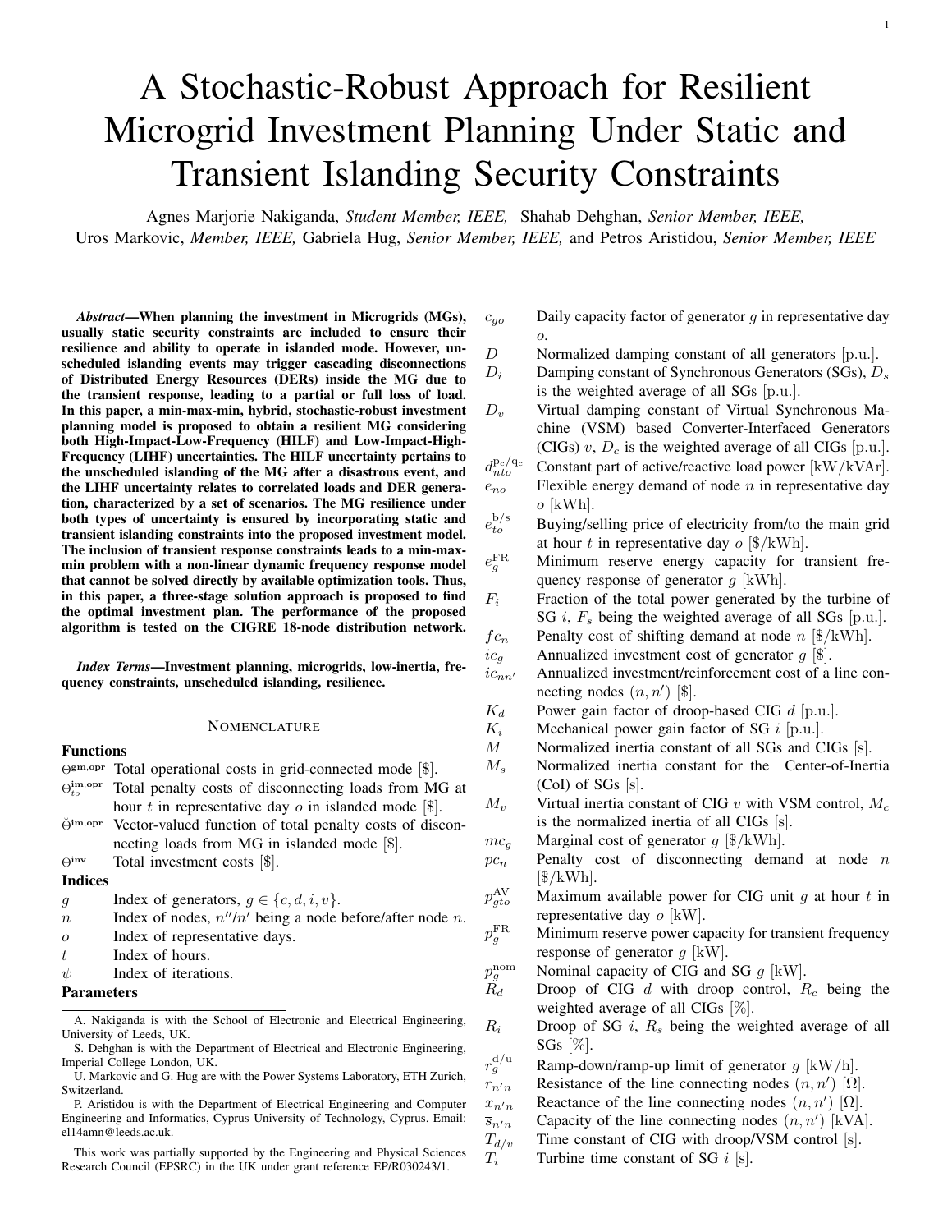# A Stochastic-Robust Approach for Resilient Microgrid Investment Planning Under Static and Transient Islanding Security Constraints

Agnes Marjorie Nakiganda, *Student Member, IEEE,* Shahab Dehghan, *Senior Member, IEEE,* Uros Markovic, *Member, IEEE,* Gabriela Hug, *Senior Member, IEEE,* and Petros Aristidou, *Senior Member, IEEE*

***Abstract*—When planning the investment in Microgrids (MGs), usually static security constraints are included to ensure their resilience and ability to operate in islanded mode. However, unscheduled islanding events may trigger cascading disconnections of Distributed Energy Resources (DERs) inside the MG due to the transient response, leading to a partial or full loss of load. In this paper, a min-max-min, hybrid, stochastic-robust investment planning model is proposed to obtain a resilient MG considering both High-Impact-Low-Frequency (HILF) and Low-Impact-High-Frequency (LIHF) uncertainties. The HILF uncertainty pertains to the unscheduled islanding of the MG after a disastrous event, and the LIHF uncertainty relates to correlated loads and DER generation, characterized by a set of scenarios. The MG resilience under both types of uncertainty is ensured by incorporating static and transient islanding constraints into the proposed investment model. The inclusion of transient response constraints leads to a min-max-min problem with a non-linear dynamic frequency response model that cannot be solved directly by available optimization tools. Thus, in this paper, a three-stage solution approach is proposed to find the optimal investment plan. The performance of the proposed algorithm is tested on the CIGRE 18-node distribution network.**

***Index Terms*—Investment planning, microgrids, low-inertia, frequency constraints, unscheduled islanding, resilience.**

## NOMENCLATURE

### Functions

- $\Theta^{\text{gm,opr}}$ Total operational costs in grid-connected mode [\$].
- $\Theta^{\text{im,opr}}_{to}$ Total penalty costs of disconnecting loads from MG at hour $t$ in representative day $o$ in islanded mode [\$].
- $\check{\Theta}^{\text{im,opr}}$ Vector-valued function of total penalty costs of disconnecting loads from MG in islanded mode [\$].
- $\Theta^{\text{inv}}$ Total investment costs [\$].

### Indices

- $g$ Index of generators, $g \in \{c, d, i, v\}$.
- $n$ Index of nodes, $n''/n'$ being a node before/after node $n$.
- $o$ Index of representative days.
- $t$ Index of hours.
- $\psi$ Index of iterations.

### Parameters

- $c_{go}$ Daily capacity factor of generator $g$ in representative day $o$.
- $D$ Normalized damping constant of all generators [p.u.].
- $D_i$ Damping constant of Synchronous Generators (SGs), $D_s$ is the weighted average of all SGs [p.u.].
- $D_v$ Virtual damping constant of Virtual Synchronous Machine (VSM) based Converter-Interfaced Generators (CIGs) $v$, $D_c$ is the weighted average of all CIGs [p.u.].
- $d^{\text{p}_\text{c}/\text{q}_\text{c}}_{nto}$ Constant part of active/reactive load power [kW/kVAr].
- $e_{no}$ Flexible energy demand of node $n$ in representative day $o$ [kWh].
- $e^{\text{b/s}}_{to}$ Buying/selling price of electricity from/to the main grid at hour $t$ in representative day $o$ [\$/kWh].
- $e^{\text{FR}}_{g}$ Minimum reserve energy capacity for transient frequency response of generator $g$ [kWh].
- $F_i$ Fraction of the total power generated by the turbine of SG $i$, $F_s$ being the weighted average of all SGs [p.u.].
- $fc_n$ Penalty cost of shifting demand at node $n$ [\$/kWh].
- $ic_g$ Annualized investment cost of generator $g$ [\$].
- $ic_{nn'}$ Annualized investment/reinforcement cost of a line connecting nodes $(n, n')$ [\$].
- $K_d$ Power gain factor of droop-based CIG $d$ [p.u.].
- $K_i$ Mechanical power gain factor of SG $i$ [p.u.].
- $M$ Normalized inertia constant of all SGs and CIGs [s].
- $M_s$ Normalized inertia constant for the Center-of-Inertia (CoI) of SGs [s].
- $M_v$ Virtual inertia constant of CIG $v$ with VSM control, $M_c$ is the normalized inertia of all CIGs [s].
- $mc_g$ Marginal cost of generator $g$ [\$/kWh].
- $pc_n$ Penalty cost of disconnecting demand at node $n$ [\$/kWh].
- $p^{\text{AV}}_{gto}$ Maximum available power for CIG unit $g$ at hour $t$ in representative day $o$ [kW].
- $p^{\text{FR}}_{g}$ Minimum reserve power capacity for transient frequency response of generator $g$ [kW].
- $p^{\text{nom}}_{g}$ Nominal capacity of CIG and SG $g$ [kW].
- $R_d$ Droop of CIG $d$ with droop control, $R_c$ being the weighted average of all CIGs [%].
- $R_i$ Droop of SG $i$, $R_s$ being the weighted average of all SGs [%].
- $r^{\text{d/u}}_{g}$ Ramp-down/ramp-up limit of generator $g$ [kW/h].
- $r_{n'n}$ Resistance of the line connecting nodes $(n, n')$ [Ω].
- $x_{n'n}$ Reactance of the line connecting nodes $(n, n')$ [Ω].
- $\overline{s}_{n'n}$ Capacity of the line connecting nodes $(n, n')$ [kVA].
- $T_{d/v}$ Time constant of CIG with droop/VSM control [s].
- $T_i$ Turbine time constant of SG $i$ [s].

---

A. Nakiganda is with the School of Electronic and Electrical Engineering, University of Leeds, UK.

S. Dehghan is with the Department of Electrical and Electronic Engineering, Imperial College London, UK.

U. Markovic and G. Hug are with the Power Systems Laboratory, ETH Zurich, Switzerland.

P. Aristidou is with the Department of Electrical Engineering and Computer Engineering and Informatics, Cyprus University of Technology, Cyprus. Email: el14amn@leeds.ac.uk.

This work was partially supported by the Engineering and Physical Sciences Research Council (EPSRC) in the UK under grant reference EP/R030243/1.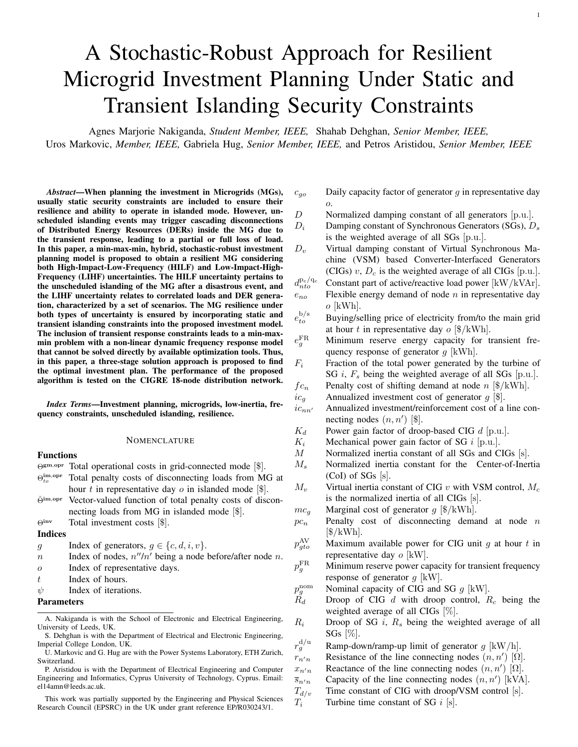# A Stochastic-Robust Approach for Resilient Microgrid Investment Planning Under Static and Transient Islanding Security Constraints

Agnes Marjorie Nakiganda, *Student Member, IEEE,* Shahab Dehghan, *Senior Member, IEEE,* Uros Markovic, *Member, IEEE,* Gabriela Hug, *Senior Member, IEEE,* and Petros Aristidou, *Senior Member, IEEE*

***Abstract*—When planning the investment in Microgrids (MGs), usually static security constraints are included to ensure their resilience and ability to operate in islanded mode. However, unscheduled islanding events may trigger cascading disconnections of Distributed Energy Resources (DERs) inside the MG due to the transient response, leading to a partial or full loss of load. In this paper, a min-max-min, hybrid, stochastic-robust investment planning model is proposed to obtain a resilient MG considering both High-Impact-Low-Frequency (HILF) and Low-Impact-High-Frequency (LIHF) uncertainties. The HILF uncertainty pertains to the unscheduled islanding of the MG after a disastrous event, and the LIHF uncertainty relates to correlated loads and DER generation, characterized by a set of scenarios. The MG resilience under both types of uncertainty is ensured by incorporating static and transient islanding constraints into the proposed investment model. The inclusion of transient response constraints leads to a min-max-min problem with a non-linear dynamic frequency response model that cannot be solved directly by available optimization tools. Thus, in this paper, a three-stage solution approach is proposed to find the optimal investment plan. The performance of the proposed algorithm is tested on the CIGRE 18-node distribution network.**

***Index Terms*—Investment planning, microgrids, low-inertia, frequency constraints, unscheduled islanding, resilience.**

## NOMENCLATURE

### Functions

- $\Theta^{\text{gm,opr}}$ Total operational costs in grid-connected mode [\$].
- $\Theta^{\text{im,opr}}_{to}$ Total penalty costs of disconnecting loads from MG at hour $t$ in representative day $o$ in islanded mode [\$].
- $\check{\Theta}^{\text{im,opr}}$ Vector-valued function of total penalty costs of disconnecting loads from MG in islanded mode [\$].
- $\Theta^{\text{inv}}$ Total investment costs [\$].

### Indices

- $g$ Index of generators, $g \in \{c, d, i, v\}$.
- $n$ Index of nodes, $n''/n'$ being a node before/after node $n$.
- $o$ Index of representative days.
- $t$ Index of hours.
- $\psi$ Index of iterations.

### Parameters

- $c_{go}$ Daily capacity factor of generator $g$ in representative day $o$.
- $D$ Normalized damping constant of all generators [p.u.].
- $D_i$ Damping constant of Synchronous Generators (SGs), $D_s$ is the weighted average of all SGs [p.u.].
- $D_v$ Virtual damping constant of Virtual Synchronous Machine (VSM) based Converter-Interfaced Generators (CIGs) $v$, $D_c$ is the weighted average of all CIGs [p.u.].
- $d^{\text{p}_\text{c}/\text{q}_\text{c}}_{nto}$ Constant part of active/reactive load power [kW/kVAr].
- $e_{no}$ Flexible energy demand of node $n$ in representative day $o$ [kWh].
- $e^{\text{b/s}}_{to}$ Buying/selling price of electricity from/to the main grid at hour $t$ in representative day $o$ [\$/kWh].
- $e^{\text{FR}}_{g}$ Minimum reserve energy capacity for transient frequency response of generator $g$ [kWh].
- $F_i$ Fraction of the total power generated by the turbine of SG $i$, $F_s$ being the weighted average of all SGs [p.u.].
- $fc_n$ Penalty cost of shifting demand at node $n$ [\$/kWh].
- $ic_g$ Annualized investment cost of generator $g$ [\$].
- $ic_{nn'}$ Annualized investment/reinforcement cost of a line connecting nodes $(n, n')$ [\$].
- $K_d$ Power gain factor of droop-based CIG $d$ [p.u.].
- $K_i$ Mechanical power gain factor of SG $i$ [p.u.].
- $M$ Normalized inertia constant of all SGs and CIGs [s].
- $M_s$ Normalized inertia constant for the Center-of-Inertia (CoI) of SGs [s].
- $M_v$ Virtual inertia constant of CIG $v$ with VSM control, $M_c$ is the normalized inertia of all CIGs [s].
- $mc_g$ Marginal cost of generator $g$ [\$/kWh].
- $pc_n$ Penalty cost of disconnecting demand at node $n$ [\$/kWh].
- $p^{\text{AV}}_{gto}$ Maximum available power for CIG unit $g$ at hour $t$ in representative day $o$ [kW].
- $p^{\text{FR}}_{g}$ Minimum reserve power capacity for transient frequency response of generator $g$ [kW].
- $p^{\text{nom}}_{g}$ Nominal capacity of CIG and SG $g$ [kW].
- $R_d$ Droop of CIG $d$ with droop control, $R_c$ being the weighted average of all CIGs [%].
- $R_i$ Droop of SG $i$, $R_s$ being the weighted average of all SGs [%].
- $r^{\text{d/u}}_{g}$ Ramp-down/ramp-up limit of generator $g$ [kW/h].
- $r_{n'n}$ Resistance of the line connecting nodes $(n, n')$ [Ω].
- $x_{n'n}$ Reactance of the line connecting nodes $(n, n')$ [Ω].
- $\overline{s}_{n'n}$ Capacity of the line connecting nodes $(n, n')$ [kVA].
- $T_{d/v}$ Time constant of CIG with droop/VSM control [s].
- $T_i$ Turbine time constant of SG $i$ [s].

A. Nakiganda is with the School of Electronic and Electrical Engineering, University of Leeds, UK.

S. Dehghan is with the Department of Electrical and Electronic Engineering, Imperial College London, UK.

U. Markovic and G. Hug are with the Power Systems Laboratory, ETH Zurich, Switzerland.

P. Aristidou is with the Department of Electrical Engineering and Computer Engineering and Informatics, Cyprus University of Technology, Cyprus. Email: el14amn@leeds.ac.uk.

This work was partially supported by the Engineering and Physical Sciences Research Council (EPSRC) in the UK under grant reference EP/R030243/1.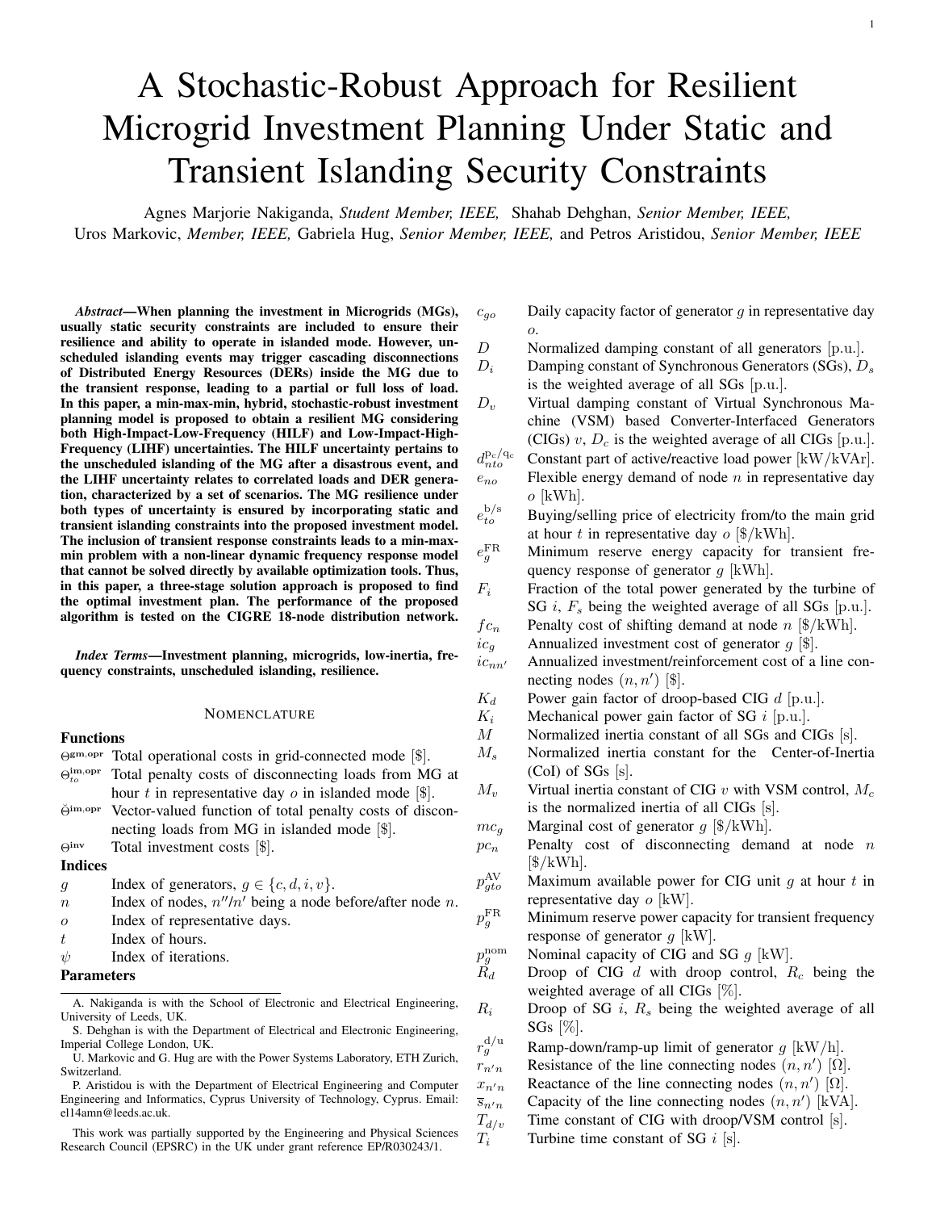# A Stochastic-Robust Approach for Resilient Microgrid Investment Planning Under Static and Transient Islanding Security Constraints

Agnes Marjorie Nakiganda, *Student Member, IEEE,* Shahab Dehghan, *Senior Member, IEEE,* Uros Markovic, *Member, IEEE,* Gabriela Hug, *Senior Member, IEEE,* and Petros Aristidou, *Senior Member, IEEE*

***Abstract*—When planning the investment in Microgrids (MGs), usually static security constraints are included to ensure their resilience and ability to operate in islanded mode. However, unscheduled islanding events may trigger cascading disconnections of Distributed Energy Resources (DERs) inside the MG due to the transient response, leading to a partial or full loss of load. In this paper, a min-max-min, hybrid, stochastic-robust investment planning model is proposed to obtain a resilient MG considering both High-Impact-Low-Frequency (HILF) and Low-Impact-High-Frequency (LIHF) uncertainties. The HILF uncertainty pertains to the unscheduled islanding of the MG after a disastrous event, and the LIHF uncertainty relates to correlated loads and DER generation, characterized by a set of scenarios. The MG resilience under both types of uncertainty is ensured by incorporating static and transient islanding constraints into the proposed investment model. The inclusion of transient response constraints leads to a min-max-min problem with a non-linear dynamic frequency response model that cannot be solved directly by available optimization tools. Thus, in this paper, a three-stage solution approach is proposed to find the optimal investment plan. The performance of the proposed algorithm is tested on the CIGRE 18-node distribution network.**

***Index Terms*—Investment planning, microgrids, low-inertia, frequency constraints, unscheduled islanding, resilience.**

## Nomenclature

### Functions

- $\Theta^{\mathrm{gm,opr}}$ Total operational costs in grid-connected mode [\$].
- $\Theta^{\mathrm{im,opr}}_{to}$ Total penalty costs of disconnecting loads from MG at hour $t$ in representative day $o$ in islanded mode [\$].
- $\check{\Theta}^{\mathrm{im,opr}}$ Vector-valued function of total penalty costs of disconnecting loads from MG in islanded mode [\$].
- $\Theta^{\mathrm{inv}}$ Total investment costs [\$].

### Indices

- $g$ Index of generators, $g \in \{c, d, i, v\}$.
- $n$ Index of nodes, $n''/n'$ being a node before/after node $n$.
- $o$ Index of representative days.
- $t$ Index of hours.
- $\psi$ Index of iterations.

### Parameters

- $c_{go}$ Daily capacity factor of generator $g$ in representative day $o$.
- $D$ Normalized damping constant of all generators [p.u.].
- $D_i$ Damping constant of Synchronous Generators (SGs), $D_s$ is the weighted average of all SGs [p.u.].
- $D_v$ Virtual damping constant of Virtual Synchronous Machine (VSM) based Converter-Interfaced Generators (CIGs) $v$, $D_c$ is the weighted average of all CIGs [p.u.].
- $d^{\mathrm{p_c/q_c}}_{nto}$ Constant part of active/reactive load power [kW/kVAr].
- $e_{no}$ Flexible energy demand of node $n$ in representative day $o$ [kWh].
- $e^{\mathrm{b/s}}_{to}$ Buying/selling price of electricity from/to the main grid at hour $t$ in representative day $o$ [\$/kWh].
- $e^{\mathrm{FR}}_{g}$ Minimum reserve energy capacity for transient frequency response of generator $g$ [kWh].
- $F_i$ Fraction of the total power generated by the turbine of SG $i$, $F_s$ being the weighted average of all SGs [p.u.].
- $fc_n$ Penalty cost of shifting demand at node $n$ [\$/kWh].
- $ic_g$ Annualized investment cost of generator $g$ [\$].
- $ic_{nn'}$ Annualized investment/reinforcement cost of a line connecting nodes $(n, n')$ [\$].
- $K_d$ Power gain factor of droop-based CIG $d$ [p.u.].
- $K_i$ Mechanical power gain factor of SG $i$ [p.u.].
- $M$ Normalized inertia constant of all SGs and CIGs [s].
- $M_s$ Normalized inertia constant for the Center-of-Inertia (CoI) of SGs [s].
- $M_v$ Virtual inertia constant of CIG $v$ with VSM control, $M_c$ is the normalized inertia of all CIGs [s].
- $mc_g$ Marginal cost of generator $g$ [\$/kWh].
- $pc_n$ Penalty cost of disconnecting demand at node $n$ [\$/kWh].
- $p^{\mathrm{AV}}_{gto}$ Maximum available power for CIG unit $g$ at hour $t$ in representative day $o$ [kW].
- $p^{\mathrm{FR}}_{g}$ Minimum reserve power capacity for transient frequency response of generator $g$ [kW].
- $p^{\mathrm{nom}}_{g}$ Nominal capacity of CIG and SG $g$ [kW].
- $R_d$ Droop of CIG $d$ with droop control, $R_c$ being the weighted average of all CIGs [%].
- $R_i$ Droop of SG $i$, $R_s$ being the weighted average of all SGs [%].
- $r^{\mathrm{d/u}}_{g}$ Ramp-down/ramp-up limit of generator $g$ [kW/h].
- $r_{n'n}$ Resistance of the line connecting nodes $(n, n')$ [Ω].
- $x_{n'n}$ Reactance of the line connecting nodes $(n, n')$ [Ω].
- $\overline{s}_{n'n}$ Capacity of the line connecting nodes $(n, n')$ [kVA].
- $T_{d/v}$ Time constant of CIG with droop/VSM control [s].
- $T_i$ Turbine time constant of SG $i$ [s].

---

A. Nakiganda is with the School of Electronic and Electrical Engineering, University of Leeds, UK.

S. Dehghan is with the Department of Electrical and Electronic Engineering, Imperial College London, UK.

U. Markovic and G. Hug are with the Power Systems Laboratory, ETH Zurich, Switzerland.

P. Aristidou is with the Department of Electrical Engineering and Computer Engineering and Informatics, Cyprus University of Technology, Cyprus. Email: el14amn@leeds.ac.uk.

This work was partially supported by the Engineering and Physical Sciences Research Council (EPSRC) in the UK under grant reference EP/R030243/1.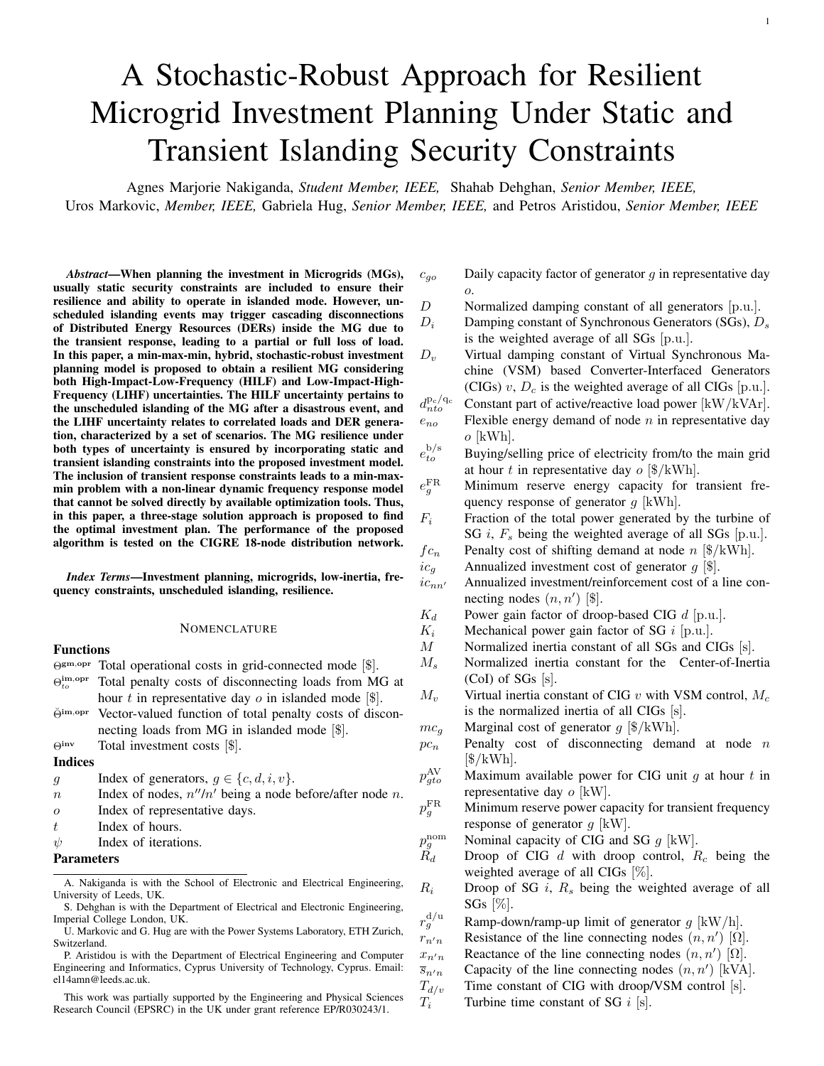# A Stochastic-Robust Approach for Resilient Microgrid Investment Planning Under Static and Transient Islanding Security Constraints

Agnes Marjorie Nakiganda, *Student Member, IEEE,* Shahab Dehghan, *Senior Member, IEEE,* Uros Markovic, *Member, IEEE,* Gabriela Hug, *Senior Member, IEEE,* and Petros Aristidou, *Senior Member, IEEE*

***Abstract*—When planning the investment in Microgrids (MGs), usually static security constraints are included to ensure their resilience and ability to operate in islanded mode. However, unscheduled islanding events may trigger cascading disconnections of Distributed Energy Resources (DERs) inside the MG due to the transient response, leading to a partial or full loss of load. In this paper, a min-max-min, hybrid, stochastic-robust investment planning model is proposed to obtain a resilient MG considering both High-Impact-Low-Frequency (HILF) and Low-Impact-High-Frequency (LIHF) uncertainties. The HILF uncertainty pertains to the unscheduled islanding of the MG after a disastrous event, and the LIHF uncertainty relates to correlated loads and DER generation, characterized by a set of scenarios. The MG resilience under both types of uncertainty is ensured by incorporating static and transient islanding constraints into the proposed investment model. The inclusion of transient response constraints leads to a min-max-min problem with a non-linear dynamic frequency response model that cannot be solved directly by available optimization tools. Thus, in this paper, a three-stage solution approach is proposed to find the optimal investment plan. The performance of the proposed algorithm is tested on the CIGRE 18-node distribution network.**

***Index Terms*—Investment planning, microgrids, low-inertia, frequency constraints, unscheduled islanding, resilience.**

## NOMENCLATURE

### Functions

- $\Theta^{\mathrm{gm,opr}}$ Total operational costs in grid-connected mode [\$].
- $\Theta^{\mathrm{im,opr}}_{to}$ Total penalty costs of disconnecting loads from MG at hour $t$ in representative day $o$ in islanded mode [\$].
- $\breve{\Theta}^{\mathrm{im,opr}}$ Vector-valued function of total penalty costs of disconnecting loads from MG in islanded mode [\$].
- $\Theta^{\mathrm{inv}}$ Total investment costs [\$].

### Indices

- $g$ Index of generators, $g \in \{c, d, i, v\}$.
- $n$ Index of nodes, $n''/n'$ being a node before/after node $n$.
- $o$ Index of representative days.
- $t$ Index of hours.
- $\psi$ Index of iterations.

### Parameters

- $c_{go}$ Daily capacity factor of generator $g$ in representative day $o$.
- $D$ Normalized damping constant of all generators [p.u.].
- $D_i$ Damping constant of Synchronous Generators (SGs), $D_s$ is the weighted average of all SGs [p.u.].
- $D_v$ Virtual damping constant of Virtual Synchronous Machine (VSM) based Converter-Interfaced Generators (CIGs) $v$, $D_c$ is the weighted average of all CIGs [p.u.].
- $d^{\mathrm{p_c/q_c}}_{nto}$ Constant part of active/reactive load power [kW/kVAr].
- $e_{no}$ Flexible energy demand of node $n$ in representative day $o$ [kWh].
- $e^{\mathrm{b/s}}_{to}$ Buying/selling price of electricity from/to the main grid at hour $t$ in representative day $o$ [\$/kWh].
- $e^{\mathrm{FR}}_{g}$ Minimum reserve energy capacity for transient frequency response of generator $g$ [kWh].
- $F_i$ Fraction of the total power generated by the turbine of SG $i$, $F_s$ being the weighted average of all SGs [p.u.].
- $fc_n$ Penalty cost of shifting demand at node $n$ [\$/kWh].
- $ic_g$ Annualized investment cost of generator $g$ [\$].
- $ic_{nn'}$ Annualized investment/reinforcement cost of a line connecting nodes $(n, n')$ [\$].
- $K_d$ Power gain factor of droop-based CIG $d$ [p.u.].
- $K_i$ Mechanical power gain factor of SG $i$ [p.u.].
- $M$ Normalized inertia constant of all SGs and CIGs [s].
- $M_s$ Normalized inertia constant for the Center-of-Inertia (CoI) of SGs [s].
- $M_v$ Virtual inertia constant of CIG $v$ with VSM control, $M_c$ is the normalized inertia of all CIGs [s].
- $mc_g$ Marginal cost of generator $g$ [\$/kWh].
- $pc_n$ Penalty cost of disconnecting demand at node $n$ [\$/kWh].
- $p^{\mathrm{AV}}_{gto}$ Maximum available power for CIG unit $g$ at hour $t$ in representative day $o$ [kW].
- $p^{\mathrm{FR}}_{g}$ Minimum reserve power capacity for transient frequency response of generator $g$ [kW].
- $p^{\mathrm{nom}}_{g}$ Nominal capacity of CIG and SG $g$ [kW].
- $R_d$ Droop of CIG $d$ with droop control, $R_c$ being the weighted average of all CIGs [%].
- $R_i$ Droop of SG $i$, $R_s$ being the weighted average of all SGs [%].
- $r^{\mathrm{d/u}}_{g}$ Ramp-down/ramp-up limit of generator $g$ [kW/h].
- $r_{n'n}$ Resistance of the line connecting nodes $(n, n')$ [Ω].
- $x_{n'n}$ Reactance of the line connecting nodes $(n, n')$ [Ω].
- $\overline{s}_{n'n}$ Capacity of the line connecting nodes $(n, n')$ [kVA].
- $T_{d/v}$ Time constant of CIG with droop/VSM control [s].
- $T_i$ Turbine time constant of SG $i$ [s].

---

A. Nakiganda is with the School of Electronic and Electrical Engineering, University of Leeds, UK.

S. Dehghan is with the Department of Electrical and Electronic Engineering, Imperial College London, UK.

U. Markovic and G. Hug are with the Power Systems Laboratory, ETH Zurich, Switzerland.

P. Aristidou is with the Department of Electrical Engineering and Computer Engineering and Informatics, Cyprus University of Technology, Cyprus. Email: el14amn@leeds.ac.uk.

This work was partially supported by the Engineering and Physical Sciences Research Council (EPSRC) in the UK under grant reference EP/R030243/1.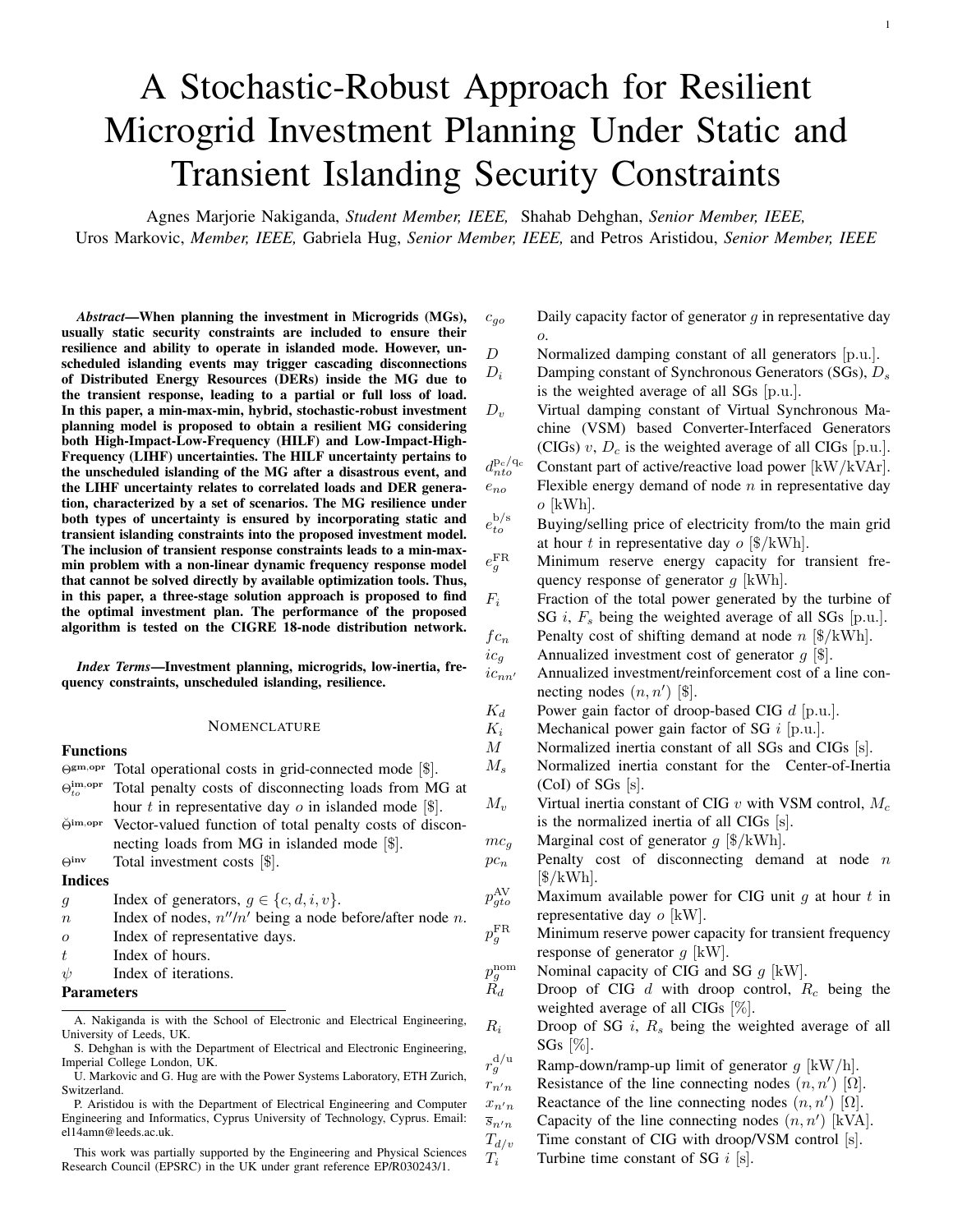# A Stochastic-Robust Approach for Resilient Microgrid Investment Planning Under Static and Transient Islanding Security Constraints

Agnes Marjorie Nakiganda, *Student Member, IEEE,* Shahab Dehghan, *Senior Member, IEEE,* Uros Markovic, *Member, IEEE,* Gabriela Hug, *Senior Member, IEEE,* and Petros Aristidou, *Senior Member, IEEE*

***Abstract*—When planning the investment in Microgrids (MGs), usually static security constraints are included to ensure their resilience and ability to operate in islanded mode. However, unscheduled islanding events may trigger cascading disconnections of Distributed Energy Resources (DERs) inside the MG due to the transient response, leading to a partial or full loss of load. In this paper, a min-max-min, hybrid, stochastic-robust investment planning model is proposed to obtain a resilient MG considering both High-Impact-Low-Frequency (HILF) and Low-Impact-High-Frequency (LIHF) uncertainties. The HILF uncertainty pertains to the unscheduled islanding of the MG after a disastrous event, and the LIHF uncertainty relates to correlated loads and DER generation, characterized by a set of scenarios. The MG resilience under both types of uncertainty is ensured by incorporating static and transient islanding constraints into the proposed investment model. The inclusion of transient response constraints leads to a min-max-min problem with a non-linear dynamic frequency response model that cannot be solved directly by available optimization tools. Thus, in this paper, a three-stage solution approach is proposed to find the optimal investment plan. The performance of the proposed algorithm is tested on the CIGRE 18-node distribution network.**

***Index Terms*—Investment planning, microgrids, low-inertia, frequency constraints, unscheduled islanding, resilience.**

## Nomenclature

### Functions

- $\Theta^{\mathrm{gm,opr}}$ Total operational costs in grid-connected mode [\$].
- $\Theta^{\mathrm{im,opr}}_{to}$ Total penalty costs of disconnecting loads from MG at hour $t$ in representative day $o$ in islanded mode [\$].
- $\check{\Theta}^{\mathrm{im,opr}}$ Vector-valued function of total penalty costs of disconnecting loads from MG in islanded mode [\$].
- $\Theta^{\mathrm{inv}}$ Total investment costs [\$].

### Indices

- $g$ Index of generators, $g \in \{c, d, i, v\}$.
- $n$ Index of nodes, $n''/n'$ being a node before/after node $n$.
- $o$ Index of representative days.
- $t$ Index of hours.
- $\psi$ Index of iterations.

### Parameters

- $c_{go}$ Daily capacity factor of generator $g$ in representative day $o$.
- $D$ Normalized damping constant of all generators [p.u.].
- $D_i$ Damping constant of Synchronous Generators (SGs), $D_s$ is the weighted average of all SGs [p.u.].
- $D_v$ Virtual damping constant of Virtual Synchronous Machine (VSM) based Converter-Interfaced Generators (CIGs) $v$, $D_c$ is the weighted average of all CIGs [p.u.].
- $d^{\mathrm{p_c/q_c}}_{nto}$ Constant part of active/reactive load power [kW/kVAr].
- $e_{no}$ Flexible energy demand of node $n$ in representative day $o$ [kWh].
- $e^{\mathrm{b/s}}_{to}$ Buying/selling price of electricity from/to the main grid at hour $t$ in representative day $o$ [\$/kWh].
- $e^{\mathrm{FR}}_{g}$ Minimum reserve energy capacity for transient frequency response of generator $g$ [kWh].
- $F_i$ Fraction of the total power generated by the turbine of SG $i$, $F_s$ being the weighted average of all SGs [p.u.].
- $fc_n$ Penalty cost of shifting demand at node $n$ [\$/kWh].
- $ic_g$ Annualized investment cost of generator $g$ [\$].
- $ic_{nn'}$ Annualized investment/reinforcement cost of a line connecting nodes $(n, n')$ [\$].
- $K_d$ Power gain factor of droop-based CIG $d$ [p.u.].
- $K_i$ Mechanical power gain factor of SG $i$ [p.u.].
- $M$ Normalized inertia constant of all SGs and CIGs [s].
- $M_s$ Normalized inertia constant for the Center-of-Inertia (CoI) of SGs [s].
- $M_v$ Virtual inertia constant of CIG $v$ with VSM control, $M_c$ is the normalized inertia of all CIGs [s].
- $mc_g$ Marginal cost of generator $g$ [\$/kWh].
- $pc_n$ Penalty cost of disconnecting demand at node $n$ [\$/kWh].
- $p^{\mathrm{AV}}_{gto}$ Maximum available power for CIG unit $g$ at hour $t$ in representative day $o$ [kW].
- $p^{\mathrm{FR}}_{g}$ Minimum reserve power capacity for transient frequency response of generator $g$ [kW].
- $p^{\mathrm{nom}}_{g}$ Nominal capacity of CIG and SG $g$ [kW].
- $R_d$ Droop of CIG $d$ with droop control, $R_c$ being the weighted average of all CIGs [%].
- $R_i$ Droop of SG $i$, $R_s$ being the weighted average of all SGs [%].
- $r^{\mathrm{d/u}}_{g}$ Ramp-down/ramp-up limit of generator $g$ [kW/h].
- $r_{n'n}$ Resistance of the line connecting nodes $(n, n')$ [Ω].
- $x_{n'n}$ Reactance of the line connecting nodes $(n, n')$ [Ω].
- $\overline{s}_{n'n}$ Capacity of the line connecting nodes $(n, n')$ [kVA].
- $T_{d/v}$ Time constant of CIG with droop/VSM control [s].
- $T_i$ Turbine time constant of SG $i$ [s].

---

A. Nakiganda is with the School of Electronic and Electrical Engineering, University of Leeds, UK.

S. Dehghan is with the Department of Electrical and Electronic Engineering, Imperial College London, UK.

U. Markovic and G. Hug are with the Power Systems Laboratory, ETH Zurich, Switzerland.

P. Aristidou is with the Department of Electrical Engineering and Computer Engineering and Informatics, Cyprus University of Technology, Cyprus. Email: el14amn@leeds.ac.uk.

This work was partially supported by the Engineering and Physical Sciences Research Council (EPSRC) in the UK under grant reference EP/R030243/1.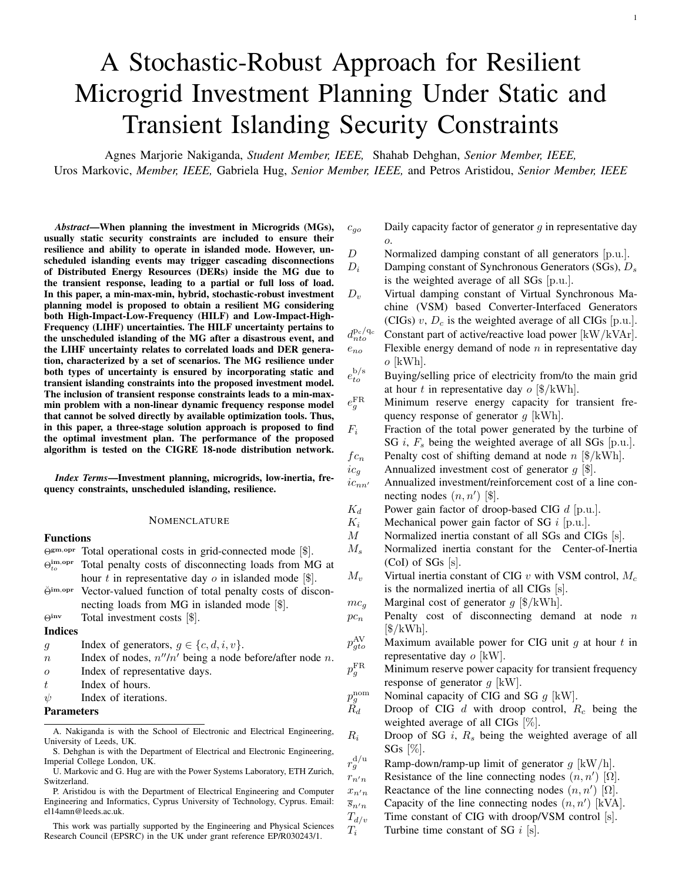# A Stochastic-Robust Approach for Resilient Microgrid Investment Planning Under Static and Transient Islanding Security Constraints

Agnes Marjorie Nakiganda, *Student Member, IEEE,* Shahab Dehghan, *Senior Member, IEEE,* Uros Markovic, *Member, IEEE,* Gabriela Hug, *Senior Member, IEEE,* and Petros Aristidou, *Senior Member, IEEE*

***Abstract*—When planning the investment in Microgrids (MGs), usually static security constraints are included to ensure their resilience and ability to operate in islanded mode. However, unscheduled islanding events may trigger cascading disconnections of Distributed Energy Resources (DERs) inside the MG due to the transient response, leading to a partial or full loss of load. In this paper, a min-max-min, hybrid, stochastic-robust investment planning model is proposed to obtain a resilient MG considering both High-Impact-Low-Frequency (HILF) and Low-Impact-High-Frequency (LIHF) uncertainties. The HILF uncertainty pertains to the unscheduled islanding of the MG after a disastrous event, and the LIHF uncertainty relates to correlated loads and DER generation, characterized by a set of scenarios. The MG resilience under both types of uncertainty is ensured by incorporating static and transient islanding constraints into the proposed investment model. The inclusion of transient response constraints leads to a min-max-min problem with a non-linear dynamic frequency response model that cannot be solved directly by available optimization tools. Thus, in this paper, a three-stage solution approach is proposed to find the optimal investment plan. The performance of the proposed algorithm is tested on the CIGRE 18-node distribution network.**

***Index Terms*—Investment planning, microgrids, low-inertia, frequency constraints, unscheduled islanding, resilience.**

## NOMENCLATURE

### Functions

- $\Theta^{\mathrm{gm,opr}}$ Total operational costs in grid-connected mode [\$].
- $\Theta^{\mathrm{im,opr}}_{to}$ Total penalty costs of disconnecting loads from MG at hour $t$ in representative day $o$ in islanded mode [\$].
- $\breve{\Theta}^{\mathrm{im,opr}}$ Vector-valued function of total penalty costs of disconnecting loads from MG in islanded mode [\$].
- $\Theta^{\mathrm{inv}}$ Total investment costs [\$].

### Indices

- $g$ Index of generators, $g \in \{c, d, i, v\}$.
- $n$ Index of nodes, $n''/n'$ being a node before/after node $n$.
- $o$ Index of representative days.
- $t$ Index of hours.
- $\psi$ Index of iterations.

### Parameters

- $c_{go}$ Daily capacity factor of generator $g$ in representative day $o$.
- $D$ Normalized damping constant of all generators [p.u.].
- $D_i$ Damping constant of Synchronous Generators (SGs), $D_s$ is the weighted average of all SGs [p.u.].
- $D_v$ Virtual damping constant of Virtual Synchronous Machine (VSM) based Converter-Interfaced Generators (CIGs) $v$, $D_c$ is the weighted average of all CIGs [p.u.].
- $d^{\mathrm{p_c/q_c}}_{nto}$ Constant part of active/reactive load power [kW/kVAr].
- $e_{no}$ Flexible energy demand of node $n$ in representative day $o$ [kWh].
- $e^{\mathrm{b/s}}_{to}$ Buying/selling price of electricity from/to the main grid at hour $t$ in representative day $o$ [\$/kWh].
- $e^{\mathrm{FR}}_{g}$ Minimum reserve energy capacity for transient frequency response of generator $g$ [kWh].
- $F_i$ Fraction of the total power generated by the turbine of SG $i$, $F_s$ being the weighted average of all SGs [p.u.].
- $fc_n$ Penalty cost of shifting demand at node $n$ [\$/kWh].
- $ic_g$ Annualized investment cost of generator $g$ [\$].
- $ic_{nn'}$ Annualized investment/reinforcement cost of a line connecting nodes $(n, n')$ [\$].
- $K_d$ Power gain factor of droop-based CIG $d$ [p.u.].
- $K_i$ Mechanical power gain factor of SG $i$ [p.u.].
- $M$ Normalized inertia constant of all SGs and CIGs [s].
- $M_s$ Normalized inertia constant for the Center-of-Inertia (CoI) of SGs [s].
- $M_v$ Virtual inertia constant of CIG $v$ with VSM control, $M_c$ is the normalized inertia of all CIGs [s].
- $mc_g$ Marginal cost of generator $g$ [\$/kWh].
- $pc_n$ Penalty cost of disconnecting demand at node $n$ [\$/kWh].
- $p^{\mathrm{AV}}_{gto}$ Maximum available power for CIG unit $g$ at hour $t$ in representative day $o$ [kW].
- $p^{\mathrm{FR}}_{g}$ Minimum reserve power capacity for transient frequency response of generator $g$ [kW].
- $p^{\mathrm{nom}}_{g}$ Nominal capacity of CIG and SG $g$ [kW].
- $R_d$ Droop of CIG $d$ with droop control, $R_c$ being the weighted average of all CIGs [%].
- $R_i$ Droop of SG $i$, $R_s$ being the weighted average of all SGs [%].
- $r^{\mathrm{d/u}}_{g}$ Ramp-down/ramp-up limit of generator $g$ [kW/h].
- $r_{n'n}$ Resistance of the line connecting nodes $(n, n')$ [Ω].
- $x_{n'n}$ Reactance of the line connecting nodes $(n, n')$ [Ω].
- $\overline{s}_{n'n}$ Capacity of the line connecting nodes $(n, n')$ [kVA].
- $T_{d/v}$ Time constant of CIG with droop/VSM control [s].
- $T_i$ Turbine time constant of SG $i$ [s].

---

A. Nakiganda is with the School of Electronic and Electrical Engineering, University of Leeds, UK.

S. Dehghan is with the Department of Electrical and Electronic Engineering, Imperial College London, UK.

U. Markovic and G. Hug are with the Power Systems Laboratory, ETH Zurich, Switzerland.

P. Aristidou is with the Department of Electrical Engineering and Computer Engineering and Informatics, Cyprus University of Technology, Cyprus. Email: el14amn@leeds.ac.uk.

This work was partially supported by the Engineering and Physical Sciences Research Council (EPSRC) in the UK under grant reference EP/R030243/1.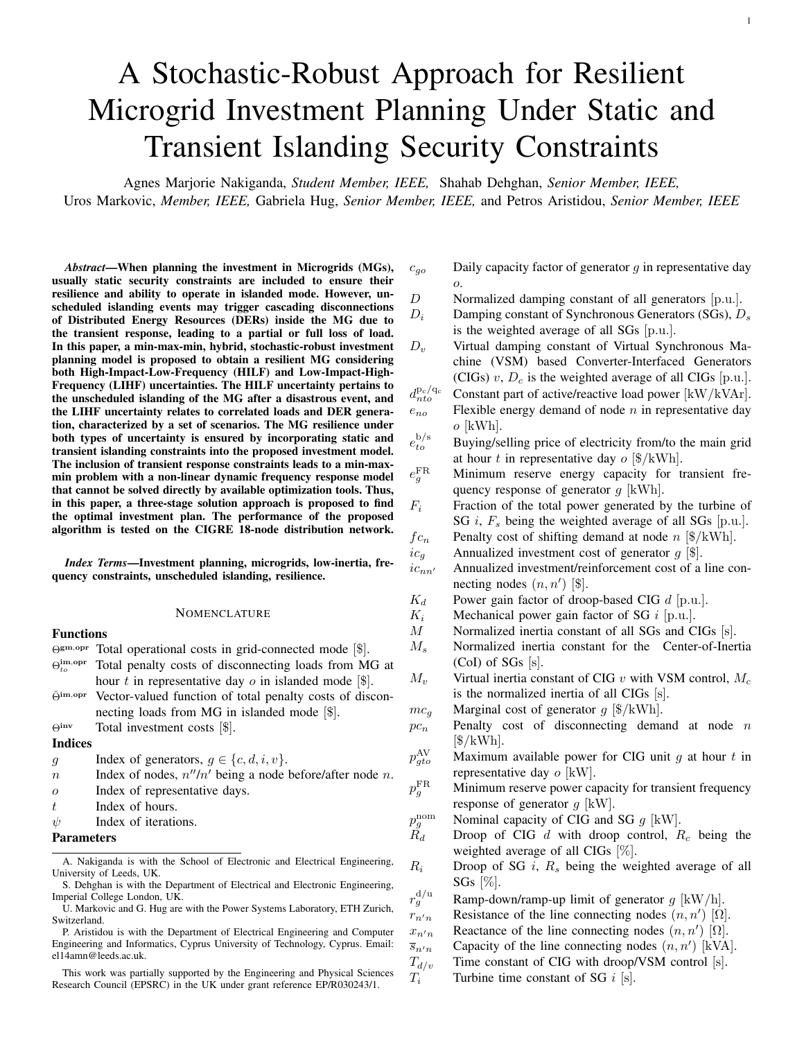# A Stochastic-Robust Approach for Resilient Microgrid Investment Planning Under Static and Transient Islanding Security Constraints

Agnes Marjorie Nakiganda, *Student Member, IEEE,* Shahab Dehghan, *Senior Member, IEEE,* Uros Markovic, *Member, IEEE,* Gabriela Hug, *Senior Member, IEEE,* and Petros Aristidou, *Senior Member, IEEE*

***Abstract*—When planning the investment in Microgrids (MGs), usually static security constraints are included to ensure their resilience and ability to operate in islanded mode. However, unscheduled islanding events may trigger cascading disconnections of Distributed Energy Resources (DERs) inside the MG due to the transient response, leading to a partial or full loss of load. In this paper, a min-max-min, hybrid, stochastic-robust investment planning model is proposed to obtain a resilient MG considering both High-Impact-Low-Frequency (HILF) and Low-Impact-High-Frequency (LIHF) uncertainties. The HILF uncertainty pertains to the unscheduled islanding of the MG after a disastrous event, and the LIHF uncertainty relates to correlated loads and DER generation, characterized by a set of scenarios. The MG resilience under both types of uncertainty is ensured by incorporating static and transient islanding constraints into the proposed investment model. The inclusion of transient response constraints leads to a min-max-min problem with a non-linear dynamic frequency response model that cannot be solved directly by available optimization tools. Thus, in this paper, a three-stage solution approach is proposed to find the optimal investment plan. The performance of the proposed algorithm is tested on the CIGRE 18-node distribution network.**

***Index Terms*—Investment planning, microgrids, low-inertia, frequency constraints, unscheduled islanding, resilience.**

## NOMENCLATURE

### Functions

- $\Theta^{\text{gm,opr}}$ Total operational costs in grid-connected mode [\$].
- $\Theta^{\text{im,opr}}_{to}$ Total penalty costs of disconnecting loads from MG at hour $t$ in representative day $o$ in islanded mode [\$].
- $\breve{\Theta}^{\text{im,opr}}$ Vector-valued function of total penalty costs of disconnecting loads from MG in islanded mode [\$].
- $\Theta^{\text{inv}}$ Total investment costs [\$].

### Indices

- $g$ Index of generators, $g \in \{c, d, i, v\}$.
- $n$ Index of nodes, $n''/n'$ being a node before/after node $n$.
- $o$ Index of representative days.
- $t$ Index of hours.
- $\psi$ Index of iterations.

### Parameters

- $c_{go}$ Daily capacity factor of generator $g$ in representative day $o$.
- $D$ Normalized damping constant of all generators [p.u.].
- $D_i$ Damping constant of Synchronous Generators (SGs), $D_s$ is the weighted average of all SGs [p.u.].
- $D_v$ Virtual damping constant of Virtual Synchronous Machine (VSM) based Converter-Interfaced Generators (CIGs) $v$, $D_c$ is the weighted average of all CIGs [p.u.].
- $d^{\text{p}_\text{c}/\text{q}_\text{c}}_{nto}$ Constant part of active/reactive load power [kW/kVAr].
- $e_{no}$ Flexible energy demand of node $n$ in representative day $o$ [kWh].
- $e^{\text{b/s}}_{to}$ Buying/selling price of electricity from/to the main grid at hour $t$ in representative day $o$ [\$/kWh].
- $e^{\text{FR}}_{g}$ Minimum reserve energy capacity for transient frequency response of generator $g$ [kWh].
- $F_i$ Fraction of the total power generated by the turbine of SG $i$, $F_s$ being the weighted average of all SGs [p.u.].
- $fc_n$ Penalty cost of shifting demand at node $n$ [\$/kWh].
- $ic_g$ Annualized investment cost of generator $g$ [\$].
- $ic_{nn'}$ Annualized investment/reinforcement cost of a line connecting nodes $(n, n')$ [\$].
- $K_d$ Power gain factor of droop-based CIG $d$ [p.u.].
- $K_i$ Mechanical power gain factor of SG $i$ [p.u.].
- $M$ Normalized inertia constant of all SGs and CIGs [s].
- $M_s$ Normalized inertia constant for the Center-of-Inertia (CoI) of SGs [s].
- $M_v$ Virtual inertia constant of CIG $v$ with VSM control, $M_c$ is the normalized inertia of all CIGs [s].
- $mc_g$ Marginal cost of generator $g$ [\$/kWh].
- $pc_n$ Penalty cost of disconnecting demand at node $n$ [\$/kWh].
- $p^{\text{AV}}_{gto}$ Maximum available power for CIG unit $g$ at hour $t$ in representative day $o$ [kW].
- $p^{\text{FR}}_{g}$ Minimum reserve power capacity for transient frequency response of generator $g$ [kW].
- $p^{\text{nom}}_{g}$ Nominal capacity of CIG and SG $g$ [kW].
- $R_d$ Droop of CIG $d$ with droop control, $R_c$ being the weighted average of all CIGs [%].
- $R_i$ Droop of SG $i$, $R_s$ being the weighted average of all SGs [%].
- $r^{\text{d/u}}_{g}$ Ramp-down/ramp-up limit of generator $g$ [kW/h].
- $r_{n'n}$ Resistance of the line connecting nodes $(n, n')$ [Ω].
- $x_{n'n}$ Reactance of the line connecting nodes $(n, n')$ [Ω].
- $\overline{s}_{n'n}$ Capacity of the line connecting nodes $(n, n')$ [kVA].
- $T_{d/v}$ Time constant of CIG with droop/VSM control [s].
- $T_i$ Turbine time constant of SG $i$ [s].

---

A. Nakiganda is with the School of Electronic and Electrical Engineering, University of Leeds, UK.

S. Dehghan is with the Department of Electrical and Electronic Engineering, Imperial College London, UK.

U. Markovic and G. Hug are with the Power Systems Laboratory, ETH Zurich, Switzerland.

P. Aristidou is with the Department of Electrical Engineering and Computer Engineering and Informatics, Cyprus University of Technology, Cyprus. Email: el14amn@leeds.ac.uk.

This work was partially supported by the Engineering and Physical Sciences Research Council (EPSRC) in the UK under grant reference EP/R030243/1.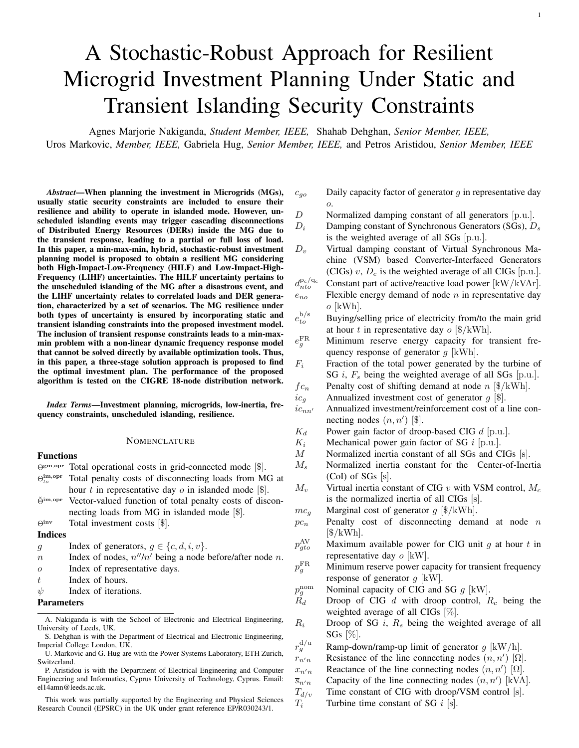# A Stochastic-Robust Approach for Resilient Microgrid Investment Planning Under Static and Transient Islanding Security Constraints

Agnes Marjorie Nakiganda, *Student Member, IEEE,* Shahab Dehghan, *Senior Member, IEEE,* Uros Markovic, *Member, IEEE,* Gabriela Hug, *Senior Member, IEEE,* and Petros Aristidou, *Senior Member, IEEE*

***Abstract*—When planning the investment in Microgrids (MGs), usually static security constraints are included to ensure their resilience and ability to operate in islanded mode. However, unscheduled islanding events may trigger cascading disconnections of Distributed Energy Resources (DERs) inside the MG due to the transient response, leading to a partial or full loss of load. In this paper, a min-max-min, hybrid, stochastic-robust investment planning model is proposed to obtain a resilient MG considering both High-Impact-Low-Frequency (HILF) and Low-Impact-High-Frequency (LIHF) uncertainties. The HILF uncertainty pertains to the unscheduled islanding of the MG after a disastrous event, and the LIHF uncertainty relates to correlated loads and DER generation, characterized by a set of scenarios. The MG resilience under both types of uncertainty is ensured by incorporating static and transient islanding constraints into the proposed investment model. The inclusion of transient response constraints leads to a min-max-min problem with a non-linear dynamic frequency response model that cannot be solved directly by available optimization tools. Thus, in this paper, a three-stage solution approach is proposed to find the optimal investment plan. The performance of the proposed algorithm is tested on the CIGRE 18-node distribution network.**

***Index Terms*—Investment planning, microgrids, low-inertia, frequency constraints, unscheduled islanding, resilience.**

## NOMENCLATURE

### Functions

- $\Theta^{\text{gm,opr}}$ Total operational costs in grid-connected mode [\$].
- $\Theta^{\text{im,opr}}_{to}$ Total penalty costs of disconnecting loads from MG at hour $t$ in representative day $o$ in islanded mode [\$].
- $\breve{\Theta}^{\text{im,opr}}$ Vector-valued function of total penalty costs of disconnecting loads from MG in islanded mode [\$].
- $\Theta^{\text{inv}}$ Total investment costs [\$].

### Indices

- $g$ Index of generators, $g \in \{c, d, i, v\}$.
- $n$ Index of nodes, $n''/n'$ being a node before/after node $n$.
- $o$ Index of representative days.
- $t$ Index of hours.
- $\psi$ Index of iterations.

### Parameters

- $c_{go}$ Daily capacity factor of generator $g$ in representative day $o$.
- $D$ Normalized damping constant of all generators [p.u.].
- $D_i$ Damping constant of Synchronous Generators (SGs), $D_s$ is the weighted average of all SGs [p.u.].
- $D_v$ Virtual damping constant of Virtual Synchronous Machine (VSM) based Converter-Interfaced Generators (CIGs) $v$, $D_c$ is the weighted average of all CIGs [p.u.].
- $d^{\text{p}_\text{c}/\text{q}_\text{c}}_{nto}$ Constant part of active/reactive load power [kW/kVAr].
- $e_{no}$ Flexible energy demand of node $n$ in representative day $o$ [kWh].
- $e^{\text{b/s}}_{to}$ Buying/selling price of electricity from/to the main grid at hour $t$ in representative day $o$ [\$/kWh].
- $e^{\text{FR}}_g$ Minimum reserve energy capacity for transient frequency response of generator $g$ [kWh].
- $F_i$ Fraction of the total power generated by the turbine of SG $i$, $F_s$ being the weighted average of all SGs [p.u.].
- $fc_n$ Penalty cost of shifting demand at node $n$ [\$/kWh].
- $ic_g$ Annualized investment cost of generator $g$ [\$].
- $ic_{nn'}$ Annualized investment/reinforcement cost of a line connecting nodes $(n, n')$ [\$].
- $K_d$ Power gain factor of droop-based CIG $d$ [p.u.].
- $K_i$ Mechanical power gain factor of SG $i$ [p.u.].
- $M$ Normalized inertia constant of all SGs and CIGs [s].
- $M_s$ Normalized inertia constant for the Center-of-Inertia (CoI) of SGs [s].
- $M_v$ Virtual inertia constant of CIG $v$ with VSM control, $M_c$ is the normalized inertia of all CIGs [s].
- $mc_g$ Marginal cost of generator $g$ [\$/kWh].
- $pc_n$ Penalty cost of disconnecting demand at node $n$ [\$/kWh].
- $p^{\text{AV}}_{gto}$ Maximum available power for CIG unit $g$ at hour $t$ in representative day $o$ [kW].
- $p^{\text{FR}}_g$ Minimum reserve power capacity for transient frequency response of generator $g$ [kW].
- $p^{\text{nom}}_g$ Nominal capacity of CIG and SG $g$ [kW].
- $R_d$ Droop of CIG $d$ with droop control, $R_c$ being the weighted average of all CIGs [%].
- $R_i$ Droop of SG $i$, $R_s$ being the weighted average of all SGs [%].
- $r^{\text{d/u}}_g$ Ramp-down/ramp-up limit of generator $g$ [kW/h].
- $r_{n'n}$ Resistance of the line connecting nodes $(n, n')$ [Ω].
- $x_{n'n}$ Reactance of the line connecting nodes $(n, n')$ [Ω].
- $\overline{s}_{n'n}$ Capacity of the line connecting nodes $(n, n')$ [kVA].
- $T_{d/v}$ Time constant of CIG with droop/VSM control [s].
- $T_i$ Turbine time constant of SG $i$ [s].

---

A. Nakiganda is with the School of Electronic and Electrical Engineering, University of Leeds, UK.

S. Dehghan is with the Department of Electrical and Electronic Engineering, Imperial College London, UK.

U. Markovic and G. Hug are with the Power Systems Laboratory, ETH Zurich, Switzerland.

P. Aristidou is with the Department of Electrical Engineering and Computer Engineering and Informatics, Cyprus University of Technology, Cyprus. Email: el14amn@leeds.ac.uk.

This work was partially supported by the Engineering and Physical Sciences Research Council (EPSRC) in the UK under grant reference EP/R030243/1.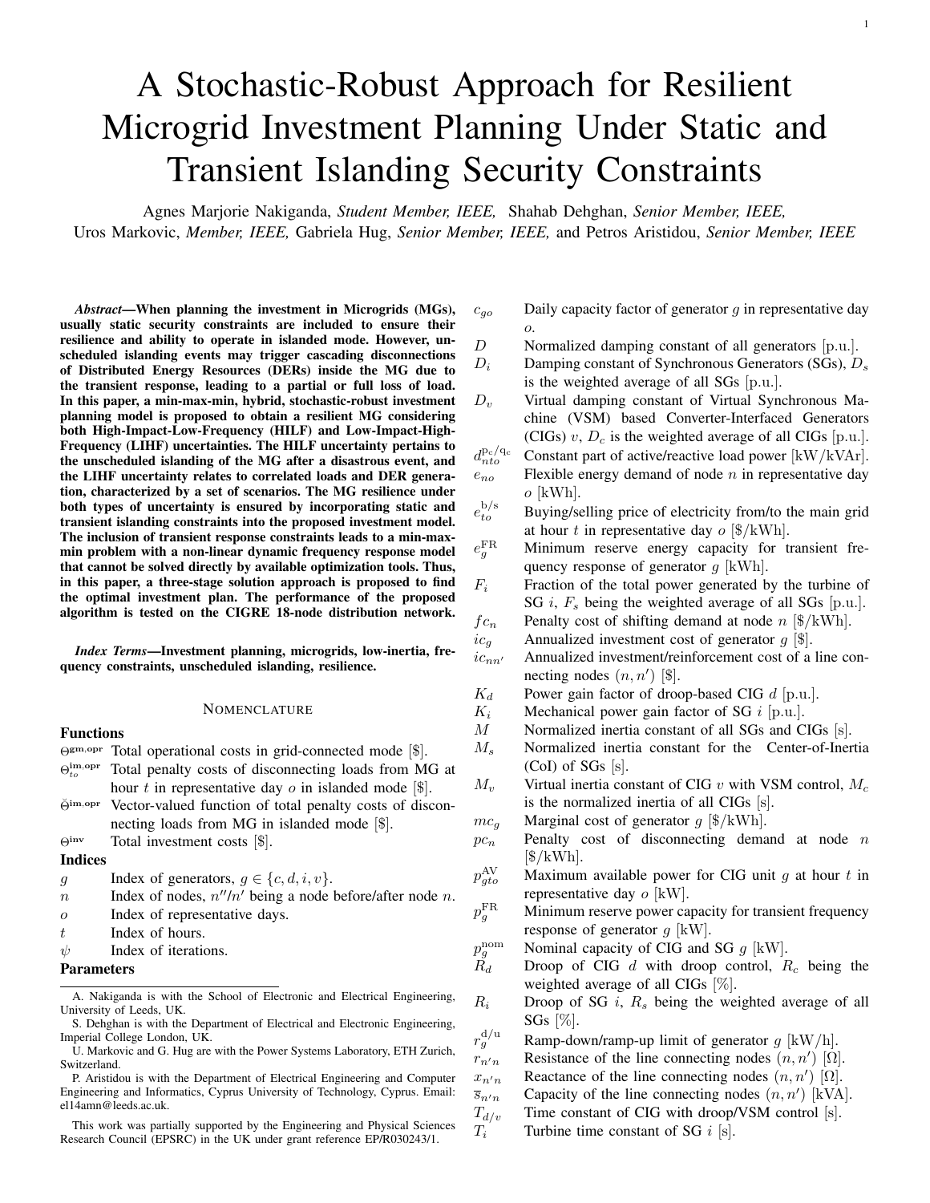# A Stochastic-Robust Approach for Resilient Microgrid Investment Planning Under Static and Transient Islanding Security Constraints

Agnes Marjorie Nakiganda, *Student Member, IEEE,* Shahab Dehghan, *Senior Member, IEEE,* Uros Markovic, *Member, IEEE,* Gabriela Hug, *Senior Member, IEEE,* and Petros Aristidou, *Senior Member, IEEE*

***Abstract*—When planning the investment in Microgrids (MGs), usually static security constraints are included to ensure their resilience and ability to operate in islanded mode. However, unscheduled islanding events may trigger cascading disconnections of Distributed Energy Resources (DERs) inside the MG due to the transient response, leading to a partial or full loss of load. In this paper, a min-max-min, hybrid, stochastic-robust investment planning model is proposed to obtain a resilient MG considering both High-Impact-Low-Frequency (HILF) and Low-Impact-High-Frequency (LIHF) uncertainties. The HILF uncertainty pertains to the unscheduled islanding of the MG after a disastrous event, and the LIHF uncertainty relates to correlated loads and DER generation, characterized by a set of scenarios. The MG resilience under both types of uncertainty is ensured by incorporating static and transient islanding constraints into the proposed investment model. The inclusion of transient response constraints leads to a min-max-min problem with a non-linear dynamic frequency response model that cannot be solved directly by available optimization tools. Thus, in this paper, a three-stage solution approach is proposed to find the optimal investment plan. The performance of the proposed algorithm is tested on the CIGRE 18-node distribution network.**

***Index Terms*—Investment planning, microgrids, low-inertia, frequency constraints, unscheduled islanding, resilience.**

## NOMENCLATURE

### Functions

- $\Theta^{\mathrm{gm,opr}}$ Total operational costs in grid-connected mode [\$].
- $\Theta^{\mathrm{im,opr}}_{to}$ Total penalty costs of disconnecting loads from MG at hour $t$ in representative day $o$ in islanded mode [\$].
- $\breve{\Theta}^{\mathrm{im,opr}}$ Vector-valued function of total penalty costs of disconnecting loads from MG in islanded mode [\$].
- $\Theta^{\mathrm{inv}}$ Total investment costs [\$].

### Indices

- $g$ Index of generators, $g \in \{c, d, i, v\}$.
- $n$ Index of nodes, $n''/n'$ being a node before/after node $n$.
- $o$ Index of representative days.
- $t$ Index of hours.
- $\psi$ Index of iterations.

### Parameters

- $c_{go}$ Daily capacity factor of generator $g$ in representative day $o$.
- $D$ Normalized damping constant of all generators [p.u.].
- $D_i$ Damping constant of Synchronous Generators (SGs), $D_s$ is the weighted average of all SGs [p.u.].
- $D_v$ Virtual damping constant of Virtual Synchronous Machine (VSM) based Converter-Interfaced Generators (CIGs) $v$, $D_c$ is the weighted average of all CIGs [p.u.].
- $d^{\mathrm{p_c/q_c}}_{nto}$ Constant part of active/reactive load power [kW/kVAr].
- $e_{no}$ Flexible energy demand of node $n$ in representative day $o$ [kWh].
- $e^{\mathrm{b/s}}_{to}$ Buying/selling price of electricity from/to the main grid at hour $t$ in representative day $o$ [\$/kWh].
- $e^{\mathrm{FR}}_{g}$ Minimum reserve energy capacity for transient frequency response of generator $g$ [kWh].
- $F_i$ Fraction of the total power generated by the turbine of SG $i$, $F_s$ being the weighted average of all SGs [p.u.].
- $fc_n$ Penalty cost of shifting demand at node $n$ [\$/kWh].
- $ic_g$ Annualized investment cost of generator $g$ [\$].
- $ic_{nn'}$ Annualized investment/reinforcement cost of a line connecting nodes $(n, n')$ [\$].
- $K_d$ Power gain factor of droop-based CIG $d$ [p.u.].
- $K_i$ Mechanical power gain factor of SG $i$ [p.u.].
- $M$ Normalized inertia constant of all SGs and CIGs [s].
- $M_s$ Normalized inertia constant for the Center-of-Inertia (CoI) of SGs [s].
- $M_v$ Virtual inertia constant of CIG $v$ with VSM control, $M_c$ is the normalized inertia of all CIGs [s].
- $mc_g$ Marginal cost of generator $g$ [\$/kWh].
- $pc_n$ Penalty cost of disconnecting demand at node $n$ [\$/kWh].
- $p^{\mathrm{AV}}_{gto}$ Maximum available power for CIG unit $g$ at hour $t$ in representative day $o$ [kW].
- $p^{\mathrm{FR}}_{g}$ Minimum reserve power capacity for transient frequency response of generator $g$ [kW].
- $p^{\mathrm{nom}}_{g}$ Nominal capacity of CIG and SG $g$ [kW].
- $R_d$ Droop of CIG $d$ with droop control, $R_c$ being the weighted average of all CIGs [%].
- $R_i$ Droop of SG $i$, $R_s$ being the weighted average of all SGs [%].
- $r^{\mathrm{d/u}}_{g}$ Ramp-down/ramp-up limit of generator $g$ [kW/h].
- $r_{n'n}$ Resistance of the line connecting nodes $(n, n')$ [Ω].
- $x_{n'n}$ Reactance of the line connecting nodes $(n, n')$ [Ω].
- $\overline{s}_{n'n}$ Capacity of the line connecting nodes $(n, n')$ [kVA].
- $T_{d/v}$ Time constant of CIG with droop/VSM control [s].
- $T_i$ Turbine time constant of SG $i$ [s].

---

A. Nakiganda is with the School of Electronic and Electrical Engineering, University of Leeds, UK.

S. Dehghan is with the Department of Electrical and Electronic Engineering, Imperial College London, UK.

U. Markovic and G. Hug are with the Power Systems Laboratory, ETH Zurich, Switzerland.

P. Aristidou is with the Department of Electrical Engineering and Computer Engineering and Informatics, Cyprus University of Technology, Cyprus. Email: el14amn@leeds.ac.uk.

This work was partially supported by the Engineering and Physical Sciences Research Council (EPSRC) in the UK under grant reference EP/R030243/1.